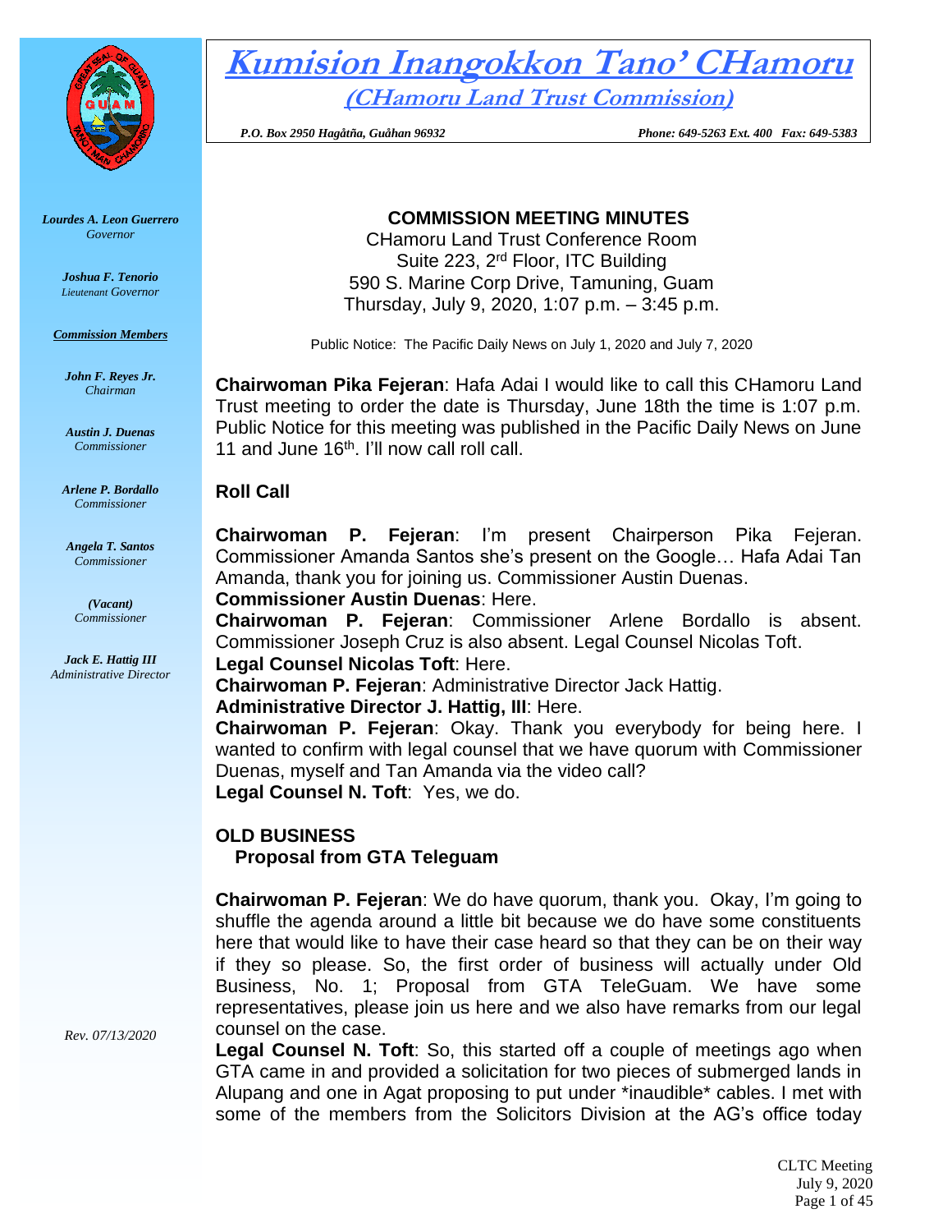# Kumision Inangokkon Tano' CHamoru

## (CHamoru Land Trust Commission)

*P.O. Box 2950 Hagåtña, Guåhan 96932* *Phone: 649-5263 Ext. 400 Fax: 649-5383*

***Lourdes A. Leon Guerrero***
*Governor*

***Joshua F. Tenorio***
*Lieutenant Governor*

***Commission Members***

***John F. Reyes Jr.***
*Chairman*

***Austin J. Duenas***
*Commissioner*

***Arlene P. Bordallo***
*Commissioner*

***Angela T. Santos***
*Commissioner*

***(Vacant)***
*Commissioner*

***Jack E. Hattig III***
*Administrative Director*

*Rev. 07/13/2020*

**COMMISSION MEETING MINUTES**
CHamoru Land Trust Conference Room
Suite 223, 2rd Floor, ITC Building
590 S. Marine Corp Drive, Tamuning, Guam
Thursday, July 9, 2020, 1:07 p.m. – 3:45 p.m.

Public Notice: The Pacific Daily News on July 1, 2020 and July 7, 2020

**Chairwoman Pika Fejeran**: Hafa Adai I would like to call this CHamoru Land Trust meeting to order the date is Thursday, June 18th the time is 1:07 p.m. Public Notice for this meeting was published in the Pacific Daily News on June 11 and June 16th. I'll now call roll call.

## Roll Call

**Chairwoman P. Fejeran**: I'm present Chairperson Pika Fejeran. Commissioner Amanda Santos she's present on the Google… Hafa Adai Tan Amanda, thank you for joining us. Commissioner Austin Duenas.
**Commissioner Austin Duenas**: Here.
**Chairwoman P. Fejeran**: Commissioner Arlene Bordallo is absent. Commissioner Joseph Cruz is also absent. Legal Counsel Nicolas Toft.
**Legal Counsel Nicolas Toft**: Here.
**Chairwoman P. Fejeran**: Administrative Director Jack Hattig.
**Administrative Director J. Hattig, III**: Here.
**Chairwoman P. Fejeran**: Okay. Thank you everybody for being here. I wanted to confirm with legal counsel that we have quorum with Commissioner Duenas, myself and Tan Amanda via the video call?
**Legal Counsel N. Toft**: Yes, we do.

## OLD BUSINESS

### Proposal from GTA Teleguam

**Chairwoman P. Fejeran**: We do have quorum, thank you. Okay, I'm going to shuffle the agenda around a little bit because we do have some constituents here that would like to have their case heard so that they can be on their way if they so please. So, the first order of business will actually under Old Business, No. 1; Proposal from GTA TeleGuam. We have some representatives, please join us here and we also have remarks from our legal counsel on the case.

**Legal Counsel N. Toft**: So, this started off a couple of meetings ago when GTA came in and provided a solicitation for two pieces of submerged lands in Alupang and one in Agat proposing to put under *inaudible* cables. I met with some of the members from the Solicitors Division at the AG's office today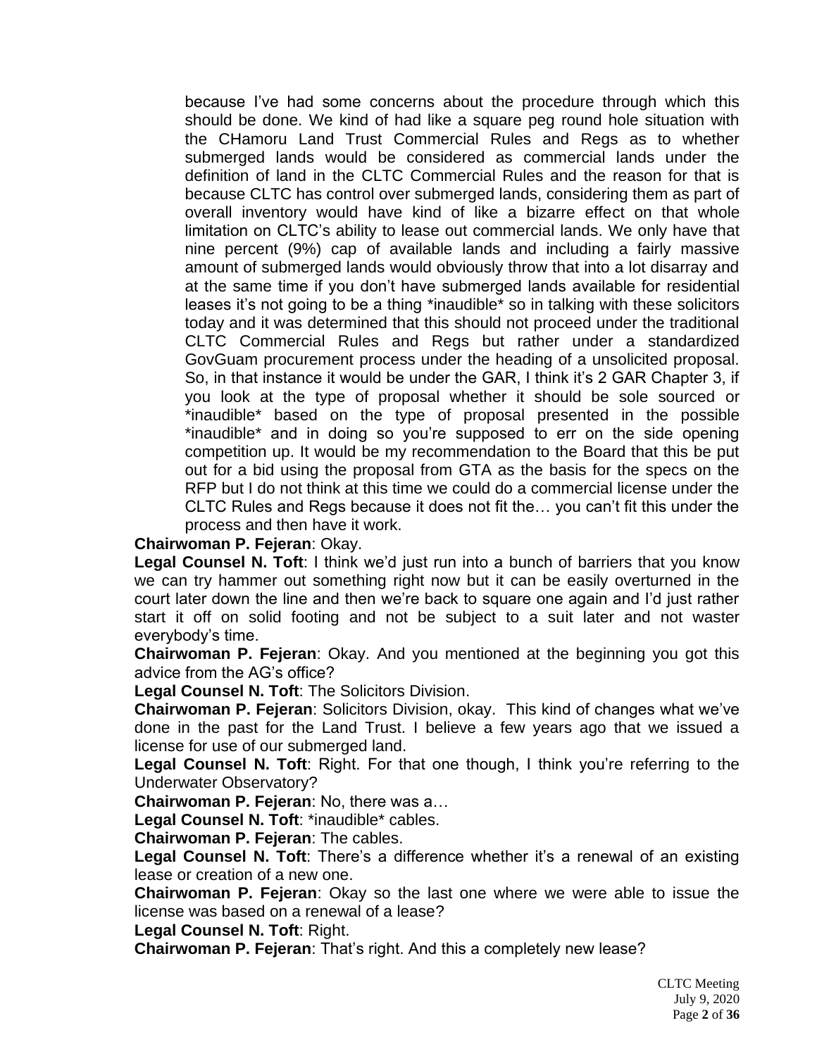because I've had some concerns about the procedure through which this should be done. We kind of had like a square peg round hole situation with the CHamoru Land Trust Commercial Rules and Regs as to whether submerged lands would be considered as commercial lands under the definition of land in the CLTC Commercial Rules and the reason for that is because CLTC has control over submerged lands, considering them as part of overall inventory would have kind of like a bizarre effect on that whole limitation on CLTC's ability to lease out commercial lands. We only have that nine percent (9%) cap of available lands and including a fairly massive amount of submerged lands would obviously throw that into a lot disarray and at the same time if you don't have submerged lands available for residential leases it's not going to be a thing *inaudible* so in talking with these solicitors today and it was determined that this should not proceed under the traditional CLTC Commercial Rules and Regs but rather under a standardized GovGuam procurement process under the heading of a unsolicited proposal. So, in that instance it would be under the GAR, I think it's 2 GAR Chapter 3, if you look at the type of proposal whether it should be sole sourced or *inaudible* based on the type of proposal presented in the possible *inaudible* and in doing so you're supposed to err on the side opening competition up. It would be my recommendation to the Board that this be put out for a bid using the proposal from GTA as the basis for the specs on the RFP but I do not think at this time we could do a commercial license under the CLTC Rules and Regs because it does not fit the… you can't fit this under the process and then have it work.

**Chairwoman P. Fejeran**: Okay.

**Legal Counsel N. Toft**: I think we'd just run into a bunch of barriers that you know we can try hammer out something right now but it can be easily overturned in the court later down the line and then we're back to square one again and I'd just rather start it off on solid footing and not be subject to a suit later and not waster everybody's time.

**Chairwoman P. Fejeran**: Okay. And you mentioned at the beginning you got this advice from the AG's office?

**Legal Counsel N. Toft**: The Solicitors Division.

**Chairwoman P. Fejeran**: Solicitors Division, okay. This kind of changes what we've done in the past for the Land Trust. I believe a few years ago that we issued a license for use of our submerged land.

**Legal Counsel N. Toft**: Right. For that one though, I think you're referring to the Underwater Observatory?

**Chairwoman P. Fejeran**: No, there was a…

**Legal Counsel N. Toft**: *inaudible* cables.

**Chairwoman P. Fejeran**: The cables.

**Legal Counsel N. Toft**: There's a difference whether it's a renewal of an existing lease or creation of a new one.

**Chairwoman P. Fejeran**: Okay so the last one where we were able to issue the license was based on a renewal of a lease?

**Legal Counsel N. Toft**: Right.

**Chairwoman P. Fejeran**: That's right. And this a completely new lease?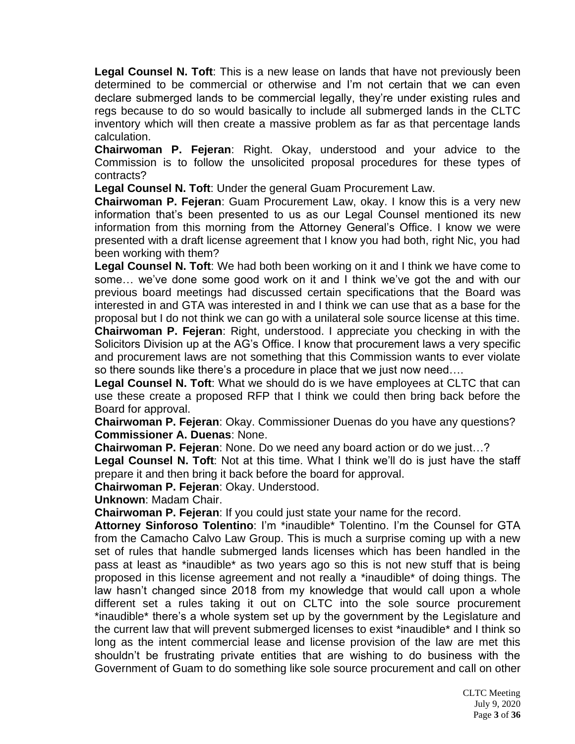**Legal Counsel N. Toft**: This is a new lease on lands that have not previously been determined to be commercial or otherwise and I'm not certain that we can even declare submerged lands to be commercial legally, they're under existing rules and regs because to do so would basically to include all submerged lands in the CLTC inventory which will then create a massive problem as far as that percentage lands calculation.

**Chairwoman P. Fejeran**: Right. Okay, understood and your advice to the Commission is to follow the unsolicited proposal procedures for these types of contracts?

**Legal Counsel N. Toft**: Under the general Guam Procurement Law.

**Chairwoman P. Fejeran**: Guam Procurement Law, okay. I know this is a very new information that's been presented to us as our Legal Counsel mentioned its new information from this morning from the Attorney General's Office. I know we were presented with a draft license agreement that I know you had both, right Nic, you had been working with them?

**Legal Counsel N. Toft**: We had both been working on it and I think we have come to some… we've done some good work on it and I think we've got the and with our previous board meetings had discussed certain specifications that the Board was interested in and GTA was interested in and I think we can use that as a base for the proposal but I do not think we can go with a unilateral sole source license at this time.

**Chairwoman P. Fejeran**: Right, understood. I appreciate you checking in with the Solicitors Division up at the AG's Office. I know that procurement laws a very specific and procurement laws are not something that this Commission wants to ever violate so there sounds like there's a procedure in place that we just now need….

**Legal Counsel N. Toft**: What we should do is we have employees at CLTC that can use these create a proposed RFP that I think we could then bring back before the Board for approval.

**Chairwoman P. Fejeran**: Okay. Commissioner Duenas do you have any questions?

**Commissioner A. Duenas**: None.

**Chairwoman P. Fejeran**: None. Do we need any board action or do we just…?

**Legal Counsel N. Toft**: Not at this time. What I think we'll do is just have the staff prepare it and then bring it back before the board for approval.

**Chairwoman P. Fejeran**: Okay. Understood.

**Unknown**: Madam Chair.

**Chairwoman P. Fejeran**: If you could just state your name for the record.

**Attorney Sinforoso Tolentino**: I'm *inaudible* Tolentino. I'm the Counsel for GTA from the Camacho Calvo Law Group. This is much a surprise coming up with a new set of rules that handle submerged lands licenses which has been handled in the pass at least as *inaudible* as two years ago so this is not new stuff that is being proposed in this license agreement and not really a *inaudible* of doing things. The law hasn't changed since 2018 from my knowledge that would call upon a whole different set a rules taking it out on CLTC into the sole source procurement *inaudible* there's a whole system set up by the government by the Legislature and the current law that will prevent submerged licenses to exist *inaudible* and I think so long as the intent commercial lease and license provision of the law are met this shouldn't be frustrating private entities that are wishing to do business with the Government of Guam to do something like sole source procurement and call on other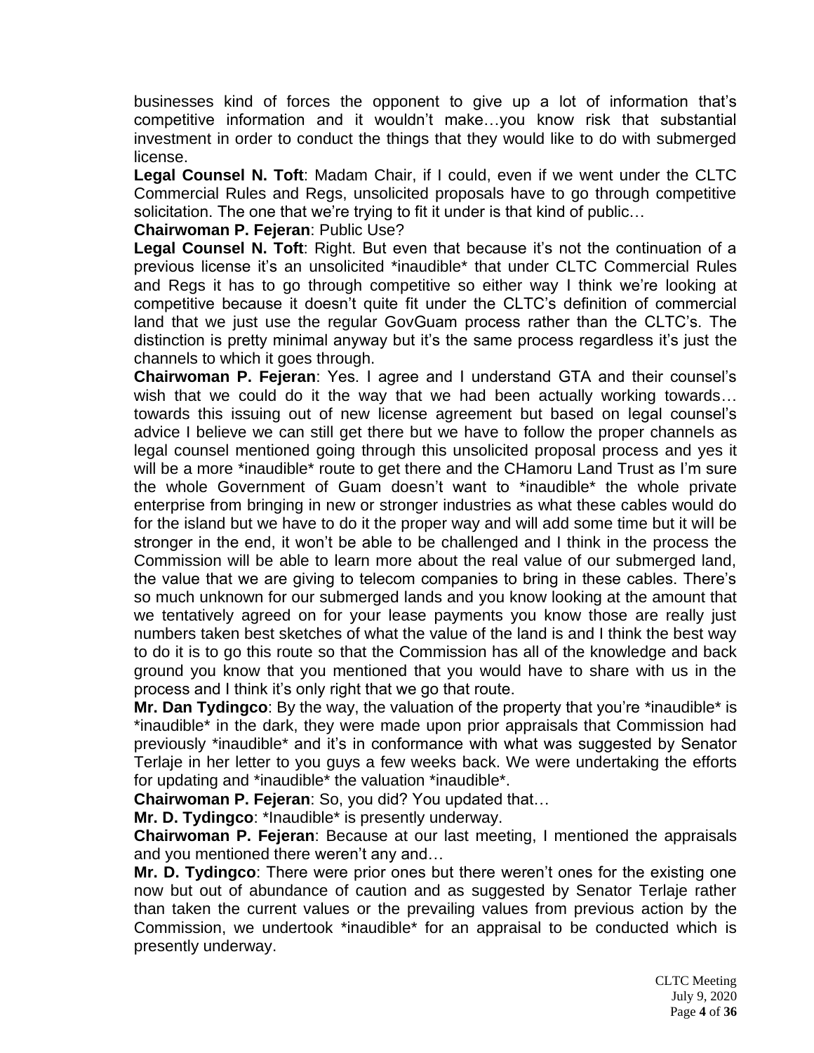businesses kind of forces the opponent to give up a lot of information that's competitive information and it wouldn't make…you know risk that substantial investment in order to conduct the things that they would like to do with submerged license.

**Legal Counsel N. Toft**: Madam Chair, if I could, even if we went under the CLTC Commercial Rules and Regs, unsolicited proposals have to go through competitive solicitation. The one that we're trying to fit it under is that kind of public…

**Chairwoman P. Fejeran**: Public Use?

**Legal Counsel N. Toft**: Right. But even that because it's not the continuation of a previous license it's an unsolicited *inaudible* that under CLTC Commercial Rules and Regs it has to go through competitive so either way I think we're looking at competitive because it doesn't quite fit under the CLTC's definition of commercial land that we just use the regular GovGuam process rather than the CLTC's. The distinction is pretty minimal anyway but it's the same process regardless it's just the channels to which it goes through.

**Chairwoman P. Fejeran**: Yes. I agree and I understand GTA and their counsel's wish that we could do it the way that we had been actually working towards… towards this issuing out of new license agreement but based on legal counsel's advice I believe we can still get there but we have to follow the proper channels as legal counsel mentioned going through this unsolicited proposal process and yes it will be a more *inaudible* route to get there and the CHamoru Land Trust as I'm sure the whole Government of Guam doesn't want to *inaudible* the whole private enterprise from bringing in new or stronger industries as what these cables would do for the island but we have to do it the proper way and will add some time but it will be stronger in the end, it won't be able to be challenged and I think in the process the Commission will be able to learn more about the real value of our submerged land, the value that we are giving to telecom companies to bring in these cables. There's so much unknown for our submerged lands and you know looking at the amount that we tentatively agreed on for your lease payments you know those are really just numbers taken best sketches of what the value of the land is and I think the best way to do it is to go this route so that the Commission has all of the knowledge and back ground you know that you mentioned that you would have to share with us in the process and I think it's only right that we go that route.

**Mr. Dan Tydingco**: By the way, the valuation of the property that you're *inaudible* is *inaudible* in the dark, they were made upon prior appraisals that Commission had previously *inaudible* and it's in conformance with what was suggested by Senator Terlaje in her letter to you guys a few weeks back. We were undertaking the efforts for updating and *inaudible* the valuation *inaudible*.

**Chairwoman P. Fejeran**: So, you did? You updated that…

**Mr. D. Tydingco**: *Inaudible* is presently underway.

**Chairwoman P. Fejeran**: Because at our last meeting, I mentioned the appraisals and you mentioned there weren't any and…

**Mr. D. Tydingco**: There were prior ones but there weren't ones for the existing one now but out of abundance of caution and as suggested by Senator Terlaje rather than taken the current values or the prevailing values from previous action by the Commission, we undertook *inaudible* for an appraisal to be conducted which is presently underway.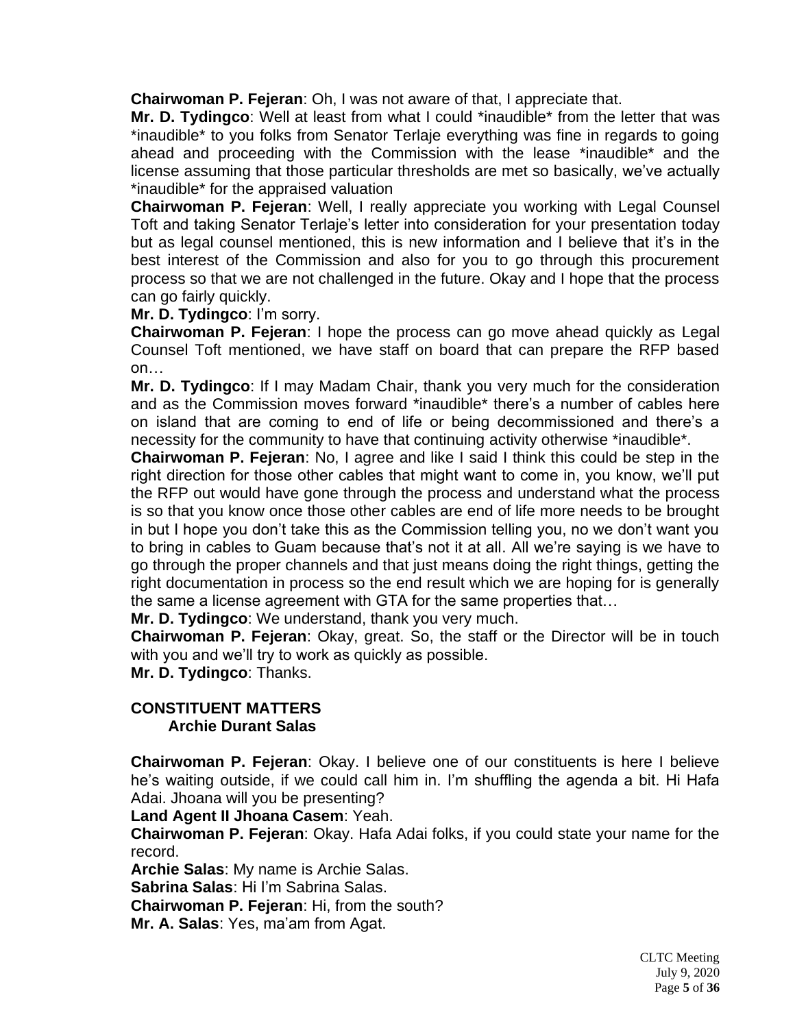**Chairwoman P. Fejeran**: Oh, I was not aware of that, I appreciate that.
**Mr. D. Tydingco**: Well at least from what I could *inaudible* from the letter that was *inaudible* to you folks from Senator Terlaje everything was fine in regards to going ahead and proceeding with the Commission with the lease *inaudible* and the license assuming that those particular thresholds are met so basically, we've actually *inaudible* for the appraised valuation
**Chairwoman P. Fejeran**: Well, I really appreciate you working with Legal Counsel Toft and taking Senator Terlaje's letter into consideration for your presentation today but as legal counsel mentioned, this is new information and I believe that it's in the best interest of the Commission and also for you to go through this procurement process so that we are not challenged in the future. Okay and I hope that the process can go fairly quickly.
**Mr. D. Tydingco**: I'm sorry.
**Chairwoman P. Fejeran**: I hope the process can go move ahead quickly as Legal Counsel Toft mentioned, we have staff on board that can prepare the RFP based on…
**Mr. D. Tydingco**: If I may Madam Chair, thank you very much for the consideration and as the Commission moves forward *inaudible* there's a number of cables here on island that are coming to end of life or being decommissioned and there's a necessity for the community to have that continuing activity otherwise *inaudible*.
**Chairwoman P. Fejeran**: No, I agree and like I said I think this could be step in the right direction for those other cables that might want to come in, you know, we'll put the RFP out would have gone through the process and understand what the process is so that you know once those other cables are end of life more needs to be brought in but I hope you don't take this as the Commission telling you, no we don't want you to bring in cables to Guam because that's not it at all. All we're saying is we have to go through the proper channels and that just means doing the right things, getting the right documentation in process so the end result which we are hoping for is generally the same a license agreement with GTA for the same properties that…
**Mr. D. Tydingco**: We understand, thank you very much.
**Chairwoman P. Fejeran**: Okay, great. So, the staff or the Director will be in touch with you and we'll try to work as quickly as possible.
**Mr. D. Tydingco**: Thanks.

**CONSTITUENT MATTERS**
**Archie Durant Salas**

**Chairwoman P. Fejeran**: Okay. I believe one of our constituents is here I believe he's waiting outside, if we could call him in. I'm shuffling the agenda a bit. Hi Hafa Adai. Jhoana will you be presenting?
**Land Agent II Jhoana Casem**: Yeah.
**Chairwoman P. Fejeran**: Okay. Hafa Adai folks, if you could state your name for the record.
**Archie Salas**: My name is Archie Salas.
**Sabrina Salas**: Hi I'm Sabrina Salas.
**Chairwoman P. Fejeran**: Hi, from the south?
**Mr. A. Salas**: Yes, ma'am from Agat.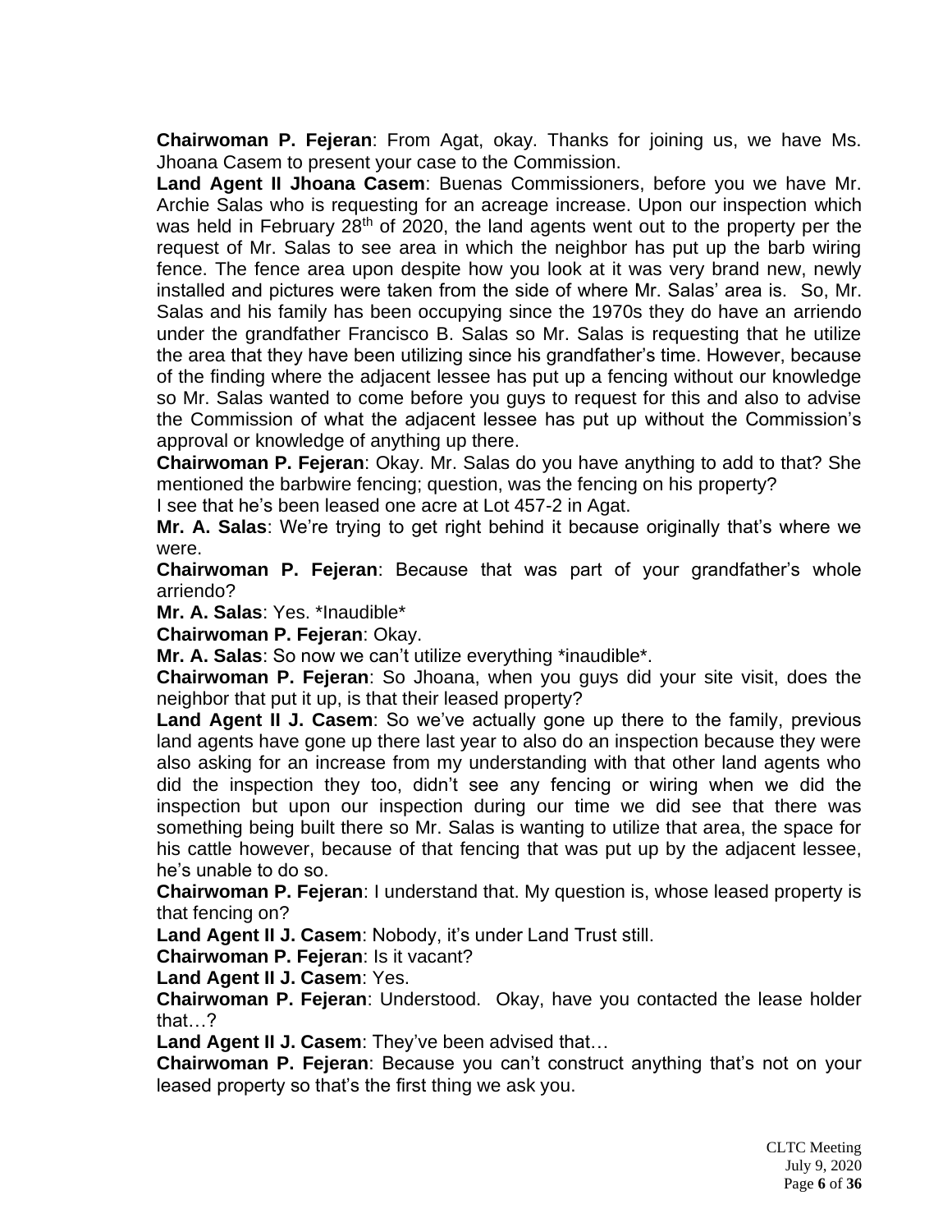**Chairwoman P. Fejeran**: From Agat, okay. Thanks for joining us, we have Ms. Jhoana Casem to present your case to the Commission.

**Land Agent II Jhoana Casem**: Buenas Commissioners, before you we have Mr. Archie Salas who is requesting for an acreage increase. Upon our inspection which was held in February 28th of 2020, the land agents went out to the property per the request of Mr. Salas to see area in which the neighbor has put up the barb wiring fence. The fence area upon despite how you look at it was very brand new, newly installed and pictures were taken from the side of where Mr. Salas' area is. So, Mr. Salas and his family has been occupying since the 1970s they do have an arriendo under the grandfather Francisco B. Salas so Mr. Salas is requesting that he utilize the area that they have been utilizing since his grandfather's time. However, because of the finding where the adjacent lessee has put up a fencing without our knowledge so Mr. Salas wanted to come before you guys to request for this and also to advise the Commission of what the adjacent lessee has put up without the Commission's approval or knowledge of anything up there.

**Chairwoman P. Fejeran**: Okay. Mr. Salas do you have anything to add to that? She mentioned the barbwire fencing; question, was the fencing on his property?

I see that he's been leased one acre at Lot 457-2 in Agat.

**Mr. A. Salas**: We're trying to get right behind it because originally that's where we were.

**Chairwoman P. Fejeran**: Because that was part of your grandfather's whole arriendo?

**Mr. A. Salas**: Yes. *Inaudible*

**Chairwoman P. Fejeran**: Okay.

**Mr. A. Salas**: So now we can't utilize everything *inaudible*.

**Chairwoman P. Fejeran**: So Jhoana, when you guys did your site visit, does the neighbor that put it up, is that their leased property?

**Land Agent II J. Casem**: So we've actually gone up there to the family, previous land agents have gone up there last year to also do an inspection because they were also asking for an increase from my understanding with that other land agents who did the inspection they too, didn't see any fencing or wiring when we did the inspection but upon our inspection during our time we did see that there was something being built there so Mr. Salas is wanting to utilize that area, the space for his cattle however, because of that fencing that was put up by the adjacent lessee, he's unable to do so.

**Chairwoman P. Fejeran**: I understand that. My question is, whose leased property is that fencing on?

**Land Agent II J. Casem**: Nobody, it's under Land Trust still.

**Chairwoman P. Fejeran**: Is it vacant?

**Land Agent II J. Casem**: Yes.

**Chairwoman P. Fejeran**: Understood. Okay, have you contacted the lease holder that…?

**Land Agent II J. Casem**: They've been advised that…

**Chairwoman P. Fejeran**: Because you can't construct anything that's not on your leased property so that's the first thing we ask you.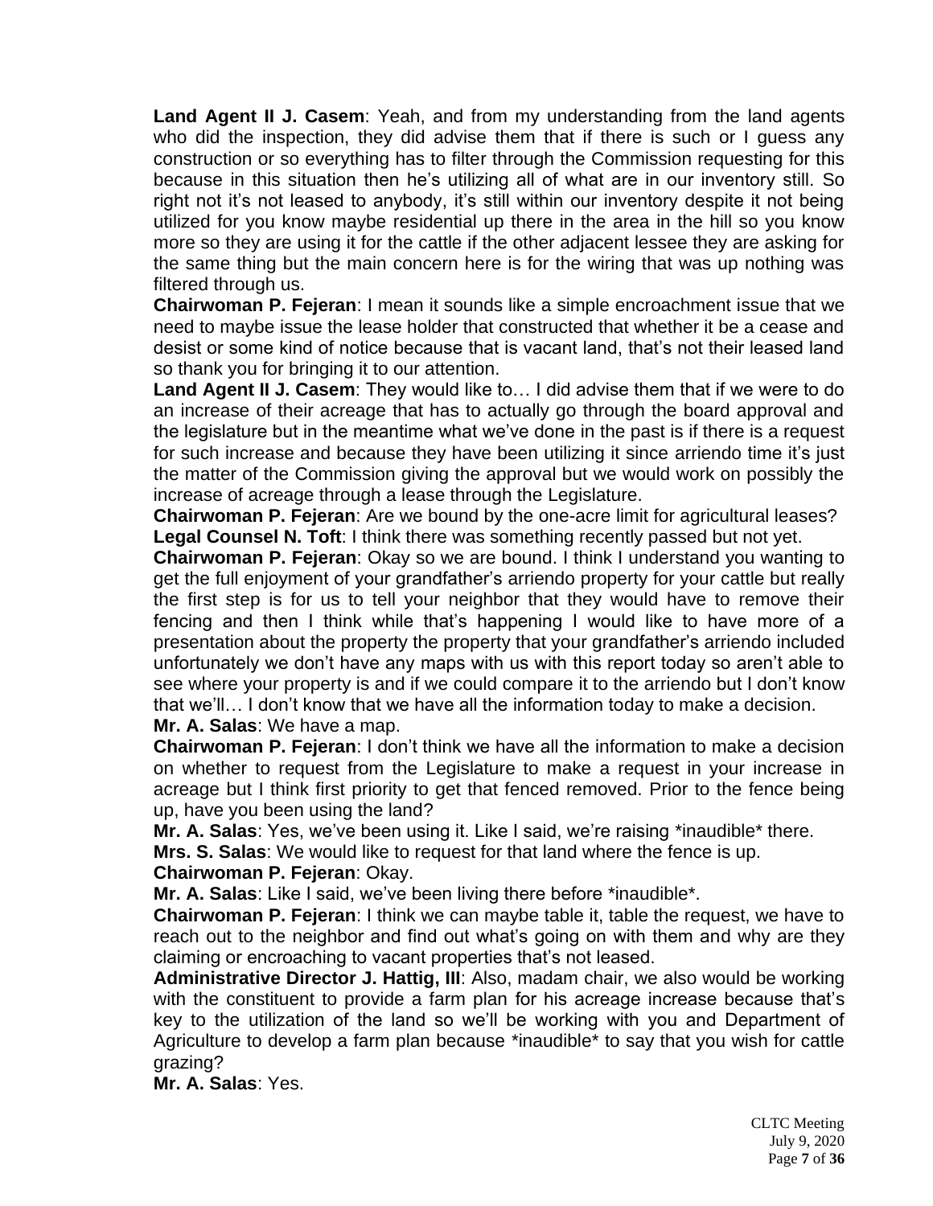**Land Agent II J. Casem**: Yeah, and from my understanding from the land agents who did the inspection, they did advise them that if there is such or I guess any construction or so everything has to filter through the Commission requesting for this because in this situation then he's utilizing all of what are in our inventory still. So right not it's not leased to anybody, it's still within our inventory despite it not being utilized for you know maybe residential up there in the area in the hill so you know more so they are using it for the cattle if the other adjacent lessee they are asking for the same thing but the main concern here is for the wiring that was up nothing was filtered through us.

**Chairwoman P. Fejeran**: I mean it sounds like a simple encroachment issue that we need to maybe issue the lease holder that constructed that whether it be a cease and desist or some kind of notice because that is vacant land, that's not their leased land so thank you for bringing it to our attention.

**Land Agent II J. Casem**: They would like to… I did advise them that if we were to do an increase of their acreage that has to actually go through the board approval and the legislature but in the meantime what we've done in the past is if there is a request for such increase and because they have been utilizing it since arriendo time it's just the matter of the Commission giving the approval but we would work on possibly the increase of acreage through a lease through the Legislature.

**Chairwoman P. Fejeran**: Are we bound by the one-acre limit for agricultural leases?

**Legal Counsel N. Toft**: I think there was something recently passed but not yet.

**Chairwoman P. Fejeran**: Okay so we are bound. I think I understand you wanting to get the full enjoyment of your grandfather's arriendo property for your cattle but really the first step is for us to tell your neighbor that they would have to remove their fencing and then I think while that's happening I would like to have more of a presentation about the property the property that your grandfather's arriendo included unfortunately we don't have any maps with us with this report today so aren't able to see where your property is and if we could compare it to the arriendo but I don't know that we'll… I don't know that we have all the information today to make a decision.

**Mr. A. Salas**: We have a map.

**Chairwoman P. Fejeran**: I don't think we have all the information to make a decision on whether to request from the Legislature to make a request in your increase in acreage but I think first priority to get that fenced removed. Prior to the fence being up, have you been using the land?

**Mr. A. Salas**: Yes, we've been using it. Like I said, we're raising *inaudible* there.

**Mrs. S. Salas**: We would like to request for that land where the fence is up.

**Chairwoman P. Fejeran**: Okay.

**Mr. A. Salas**: Like I said, we've been living there before *inaudible*.

**Chairwoman P. Fejeran**: I think we can maybe table it, table the request, we have to reach out to the neighbor and find out what's going on with them and why are they claiming or encroaching to vacant properties that's not leased.

**Administrative Director J. Hattig, III**: Also, madam chair, we also would be working with the constituent to provide a farm plan for his acreage increase because that's key to the utilization of the land so we'll be working with you and Department of Agriculture to develop a farm plan because *inaudible* to say that you wish for cattle grazing?

**Mr. A. Salas**: Yes.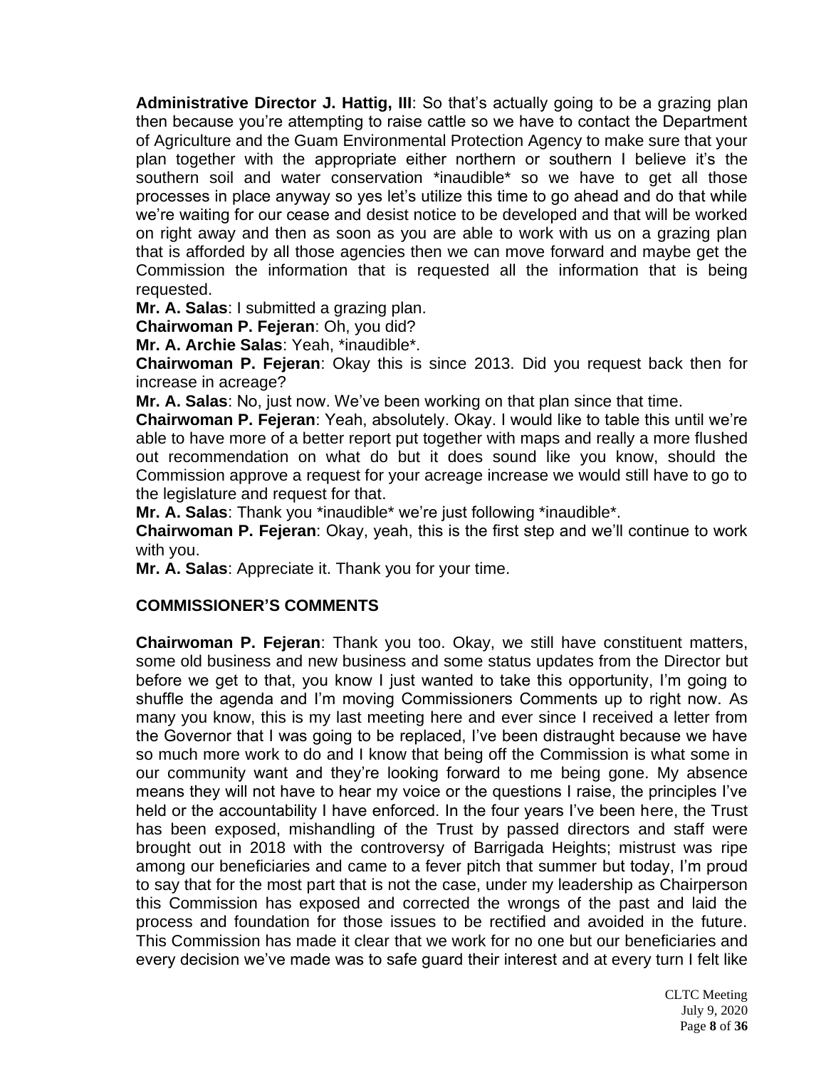**Administrative Director J. Hattig, III**: So that's actually going to be a grazing plan then because you're attempting to raise cattle so we have to contact the Department of Agriculture and the Guam Environmental Protection Agency to make sure that your plan together with the appropriate either northern or southern I believe it's the southern soil and water conservation *inaudible* so we have to get all those processes in place anyway so yes let's utilize this time to go ahead and do that while we're waiting for our cease and desist notice to be developed and that will be worked on right away and then as soon as you are able to work with us on a grazing plan that is afforded by all those agencies then we can move forward and maybe get the Commission the information that is requested all the information that is being requested.

**Mr. A. Salas**: I submitted a grazing plan.

**Chairwoman P. Fejeran**: Oh, you did?

**Mr. A. Archie Salas**: Yeah, *inaudible*.

**Chairwoman P. Fejeran**: Okay this is since 2013. Did you request back then for increase in acreage?

**Mr. A. Salas**: No, just now. We've been working on that plan since that time.

**Chairwoman P. Fejeran**: Yeah, absolutely. Okay. I would like to table this until we're able to have more of a better report put together with maps and really a more flushed out recommendation on what do but it does sound like you know, should the Commission approve a request for your acreage increase we would still have to go to the legislature and request for that.

**Mr. A. Salas**: Thank you *inaudible* we're just following *inaudible*.

**Chairwoman P. Fejeran**: Okay, yeah, this is the first step and we'll continue to work with you.

**Mr. A. Salas**: Appreciate it. Thank you for your time.

## COMMISSIONER'S COMMENTS

**Chairwoman P. Fejeran**: Thank you too. Okay, we still have constituent matters, some old business and new business and some status updates from the Director but before we get to that, you know I just wanted to take this opportunity, I'm going to shuffle the agenda and I'm moving Commissioners Comments up to right now. As many you know, this is my last meeting here and ever since I received a letter from the Governor that I was going to be replaced, I've been distraught because we have so much more work to do and I know that being off the Commission is what some in our community want and they're looking forward to me being gone. My absence means they will not have to hear my voice or the questions I raise, the principles I've held or the accountability I have enforced. In the four years I've been here, the Trust has been exposed, mishandling of the Trust by passed directors and staff were brought out in 2018 with the controversy of Barrigada Heights; mistrust was ripe among our beneficiaries and came to a fever pitch that summer but today, I'm proud to say that for the most part that is not the case, under my leadership as Chairperson this Commission has exposed and corrected the wrongs of the past and laid the process and foundation for those issues to be rectified and avoided in the future. This Commission has made it clear that we work for no one but our beneficiaries and every decision we've made was to safe guard their interest and at every turn I felt like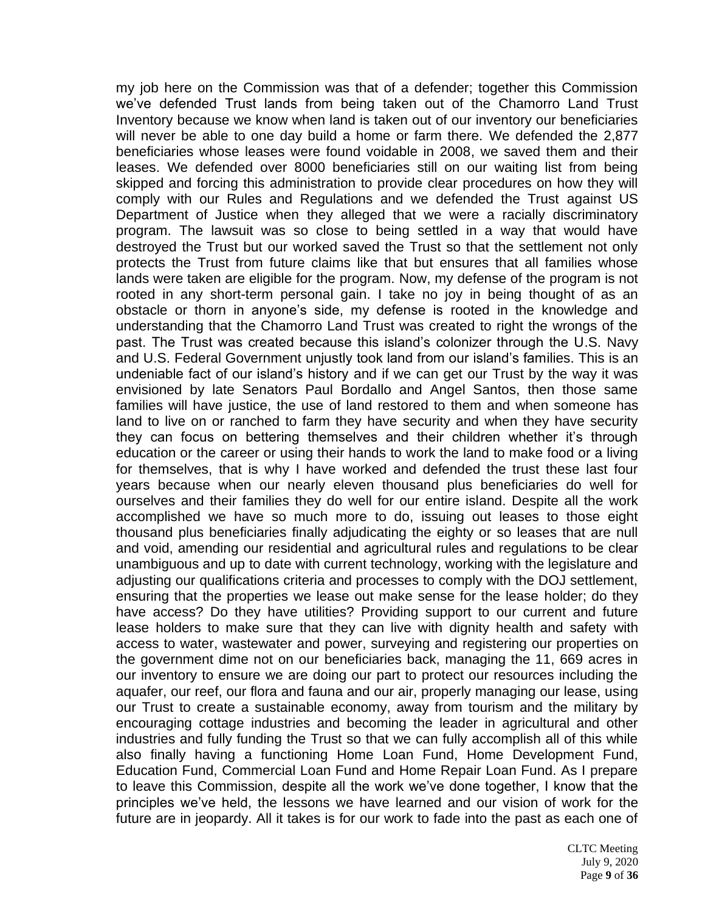my job here on the Commission was that of a defender; together this Commission we've defended Trust lands from being taken out of the Chamorro Land Trust Inventory because we know when land is taken out of our inventory our beneficiaries will never be able to one day build a home or farm there. We defended the 2,877 beneficiaries whose leases were found voidable in 2008, we saved them and their leases. We defended over 8000 beneficiaries still on our waiting list from being skipped and forcing this administration to provide clear procedures on how they will comply with our Rules and Regulations and we defended the Trust against US Department of Justice when they alleged that we were a racially discriminatory program. The lawsuit was so close to being settled in a way that would have destroyed the Trust but our worked saved the Trust so that the settlement not only protects the Trust from future claims like that but ensures that all families whose lands were taken are eligible for the program. Now, my defense of the program is not rooted in any short-term personal gain. I take no joy in being thought of as an obstacle or thorn in anyone's side, my defense is rooted in the knowledge and understanding that the Chamorro Land Trust was created to right the wrongs of the past. The Trust was created because this island's colonizer through the U.S. Navy and U.S. Federal Government unjustly took land from our island's families. This is an undeniable fact of our island's history and if we can get our Trust by the way it was envisioned by late Senators Paul Bordallo and Angel Santos, then those same families will have justice, the use of land restored to them and when someone has land to live on or ranched to farm they have security and when they have security they can focus on bettering themselves and their children whether it's through education or the career or using their hands to work the land to make food or a living for themselves, that is why I have worked and defended the trust these last four years because when our nearly eleven thousand plus beneficiaries do well for ourselves and their families they do well for our entire island. Despite all the work accomplished we have so much more to do, issuing out leases to those eight thousand plus beneficiaries finally adjudicating the eighty or so leases that are null and void, amending our residential and agricultural rules and regulations to be clear unambiguous and up to date with current technology, working with the legislature and adjusting our qualifications criteria and processes to comply with the DOJ settlement, ensuring that the properties we lease out make sense for the lease holder; do they have access? Do they have utilities? Providing support to our current and future lease holders to make sure that they can live with dignity health and safety with access to water, wastewater and power, surveying and registering our properties on the government dime not on our beneficiaries back, managing the 11, 669 acres in our inventory to ensure we are doing our part to protect our resources including the aquafer, our reef, our flora and fauna and our air, properly managing our lease, using our Trust to create a sustainable economy, away from tourism and the military by encouraging cottage industries and becoming the leader in agricultural and other industries and fully funding the Trust so that we can fully accomplish all of this while also finally having a functioning Home Loan Fund, Home Development Fund, Education Fund, Commercial Loan Fund and Home Repair Loan Fund. As I prepare to leave this Commission, despite all the work we've done together, I know that the principles we've held, the lessons we have learned and our vision of work for the future are in jeopardy. All it takes is for our work to fade into the past as each one of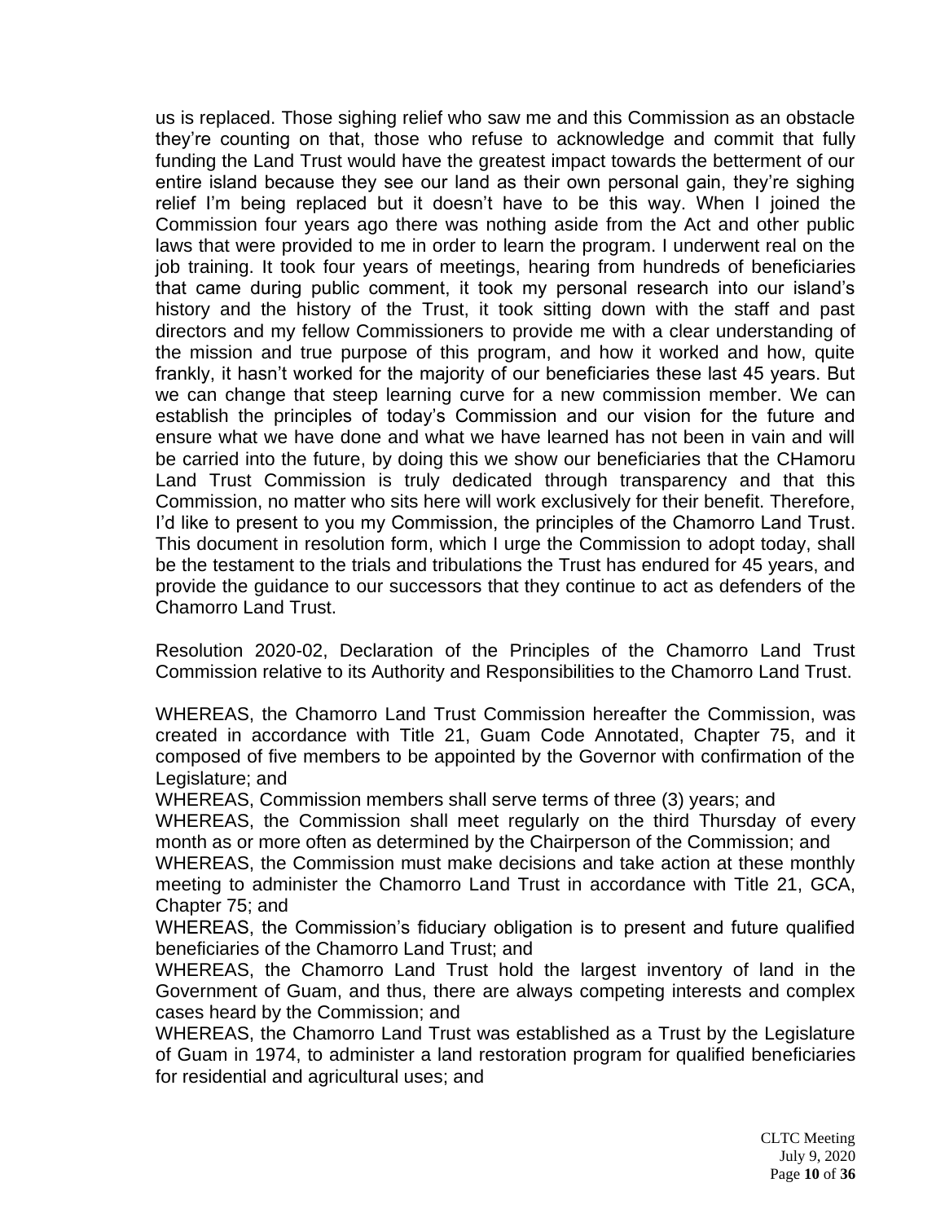us is replaced. Those sighing relief who saw me and this Commission as an obstacle they're counting on that, those who refuse to acknowledge and commit that fully funding the Land Trust would have the greatest impact towards the betterment of our entire island because they see our land as their own personal gain, they're sighing relief I'm being replaced but it doesn't have to be this way. When I joined the Commission four years ago there was nothing aside from the Act and other public laws that were provided to me in order to learn the program. I underwent real on the job training. It took four years of meetings, hearing from hundreds of beneficiaries that came during public comment, it took my personal research into our island's history and the history of the Trust, it took sitting down with the staff and past directors and my fellow Commissioners to provide me with a clear understanding of the mission and true purpose of this program, and how it worked and how, quite frankly, it hasn't worked for the majority of our beneficiaries these last 45 years. But we can change that steep learning curve for a new commission member. We can establish the principles of today's Commission and our vision for the future and ensure what we have done and what we have learned has not been in vain and will be carried into the future, by doing this we show our beneficiaries that the CHamoru Land Trust Commission is truly dedicated through transparency and that this Commission, no matter who sits here will work exclusively for their benefit. Therefore, I'd like to present to you my Commission, the principles of the Chamorro Land Trust. This document in resolution form, which I urge the Commission to adopt today, shall be the testament to the trials and tribulations the Trust has endured for 45 years, and provide the guidance to our successors that they continue to act as defenders of the Chamorro Land Trust.

Resolution 2020-02, Declaration of the Principles of the Chamorro Land Trust Commission relative to its Authority and Responsibilities to the Chamorro Land Trust.

WHEREAS, the Chamorro Land Trust Commission hereafter the Commission, was created in accordance with Title 21, Guam Code Annotated, Chapter 75, and it composed of five members to be appointed by the Governor with confirmation of the Legislature; and

WHEREAS, Commission members shall serve terms of three (3) years; and

WHEREAS, the Commission shall meet regularly on the third Thursday of every month as or more often as determined by the Chairperson of the Commission; and

WHEREAS, the Commission must make decisions and take action at these monthly meeting to administer the Chamorro Land Trust in accordance with Title 21, GCA, Chapter 75; and

WHEREAS, the Commission's fiduciary obligation is to present and future qualified beneficiaries of the Chamorro Land Trust; and

WHEREAS, the Chamorro Land Trust hold the largest inventory of land in the Government of Guam, and thus, there are always competing interests and complex cases heard by the Commission; and

WHEREAS, the Chamorro Land Trust was established as a Trust by the Legislature of Guam in 1974, to administer a land restoration program for qualified beneficiaries for residential and agricultural uses; and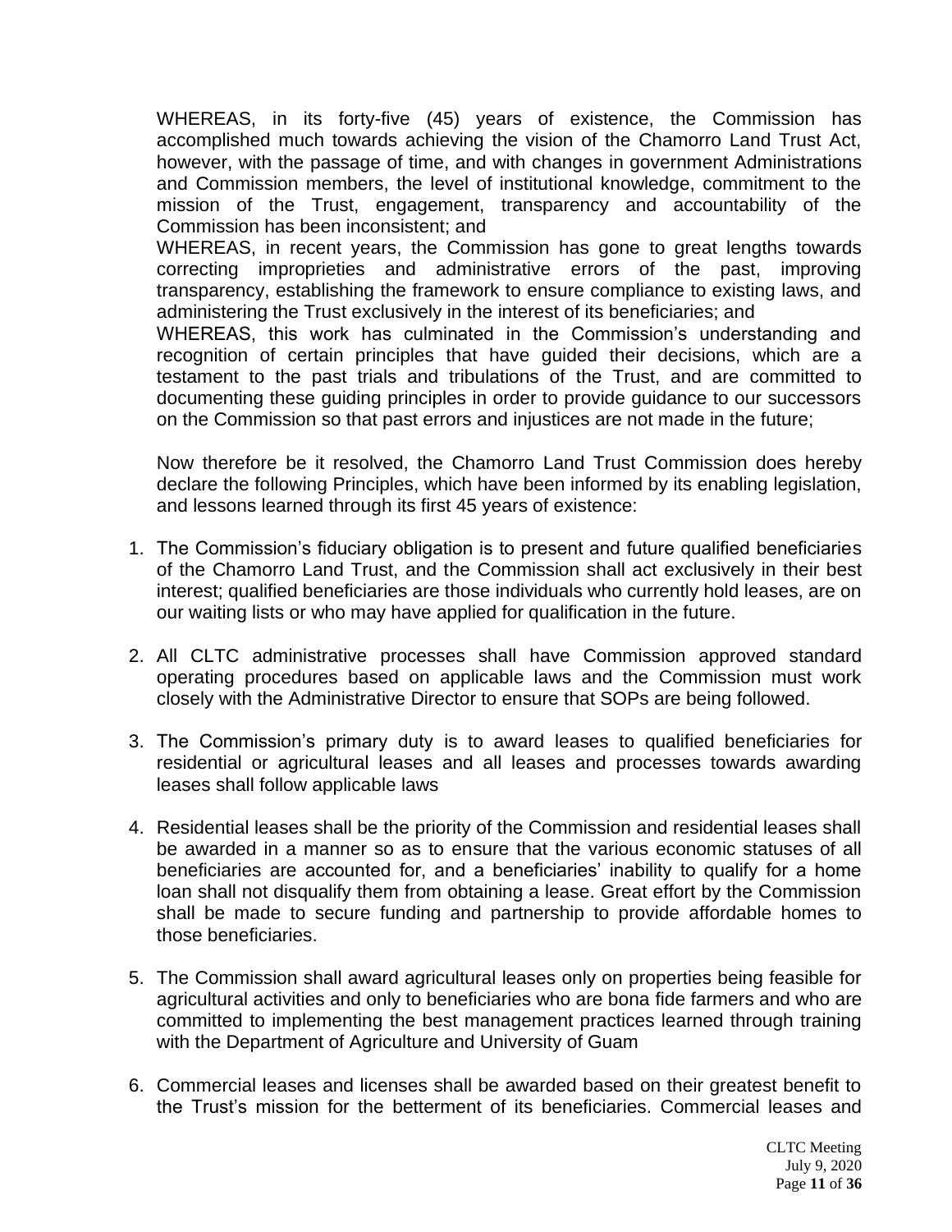WHEREAS, in its forty-five (45) years of existence, the Commission has accomplished much towards achieving the vision of the Chamorro Land Trust Act, however, with the passage of time, and with changes in government Administrations and Commission members, the level of institutional knowledge, commitment to the mission of the Trust, engagement, transparency and accountability of the Commission has been inconsistent; and

WHEREAS, in recent years, the Commission has gone to great lengths towards correcting improprieties and administrative errors of the past, improving transparency, establishing the framework to ensure compliance to existing laws, and administering the Trust exclusively in the interest of its beneficiaries; and

WHEREAS, this work has culminated in the Commission's understanding and recognition of certain principles that have guided their decisions, which are a testament to the past trials and tribulations of the Trust, and are committed to documenting these guiding principles in order to provide guidance to our successors on the Commission so that past errors and injustices are not made in the future;

Now therefore be it resolved, the Chamorro Land Trust Commission does hereby declare the following Principles, which have been informed by its enabling legislation, and lessons learned through its first 45 years of existence:

1. The Commission's fiduciary obligation is to present and future qualified beneficiaries of the Chamorro Land Trust, and the Commission shall act exclusively in their best interest; qualified beneficiaries are those individuals who currently hold leases, are on our waiting lists or who may have applied for qualification in the future.

2. All CLTC administrative processes shall have Commission approved standard operating procedures based on applicable laws and the Commission must work closely with the Administrative Director to ensure that SOPs are being followed.

3. The Commission's primary duty is to award leases to qualified beneficiaries for residential or agricultural leases and all leases and processes towards awarding leases shall follow applicable laws

4. Residential leases shall be the priority of the Commission and residential leases shall be awarded in a manner so as to ensure that the various economic statuses of all beneficiaries are accounted for, and a beneficiaries' inability to qualify for a home loan shall not disqualify them from obtaining a lease. Great effort by the Commission shall be made to secure funding and partnership to provide affordable homes to those beneficiaries.

5. The Commission shall award agricultural leases only on properties being feasible for agricultural activities and only to beneficiaries who are bona fide farmers and who are committed to implementing the best management practices learned through training with the Department of Agriculture and University of Guam

6. Commercial leases and licenses shall be awarded based on their greatest benefit to the Trust's mission for the betterment of its beneficiaries. Commercial leases and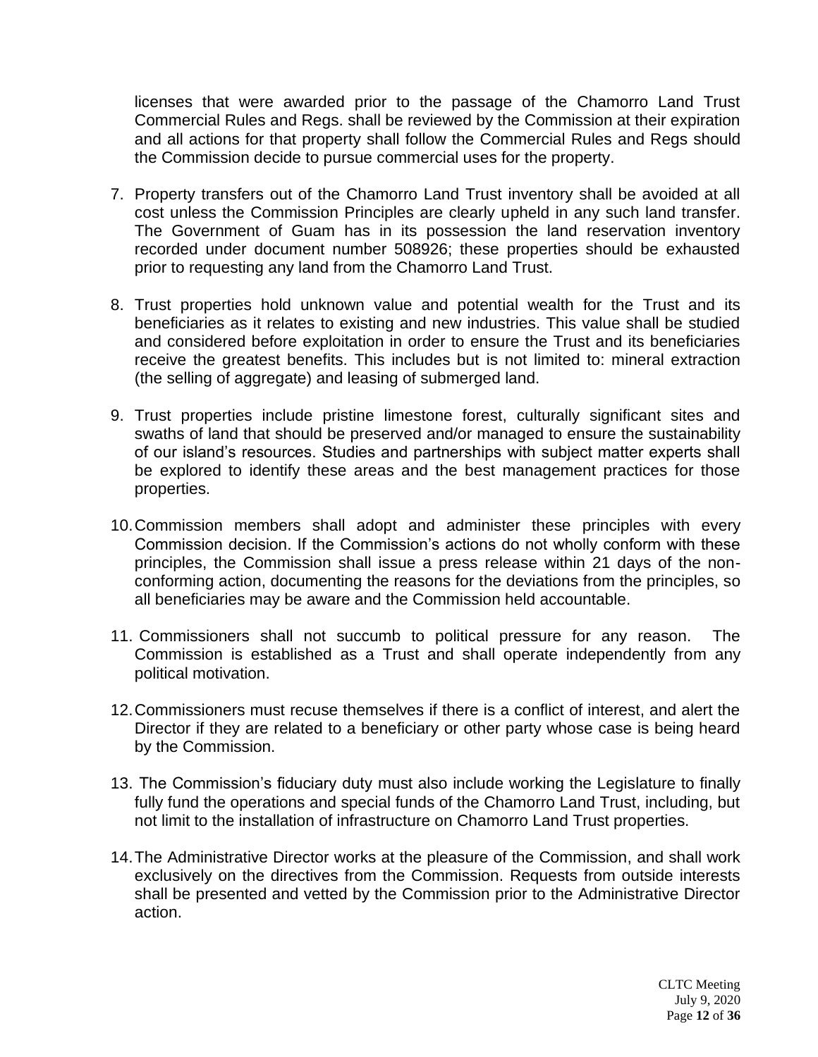licenses that were awarded prior to the passage of the Chamorro Land Trust Commercial Rules and Regs. shall be reviewed by the Commission at their expiration and all actions for that property shall follow the Commercial Rules and Regs should the Commission decide to pursue commercial uses for the property.

7. Property transfers out of the Chamorro Land Trust inventory shall be avoided at all cost unless the Commission Principles are clearly upheld in any such land transfer. The Government of Guam has in its possession the land reservation inventory recorded under document number 508926; these properties should be exhausted prior to requesting any land from the Chamorro Land Trust.

8. Trust properties hold unknown value and potential wealth for the Trust and its beneficiaries as it relates to existing and new industries. This value shall be studied and considered before exploitation in order to ensure the Trust and its beneficiaries receive the greatest benefits. This includes but is not limited to: mineral extraction (the selling of aggregate) and leasing of submerged land.

9. Trust properties include pristine limestone forest, culturally significant sites and swaths of land that should be preserved and/or managed to ensure the sustainability of our island's resources. Studies and partnerships with subject matter experts shall be explored to identify these areas and the best management practices for those properties.

10. Commission members shall adopt and administer these principles with every Commission decision. If the Commission's actions do not wholly conform with these principles, the Commission shall issue a press release within 21 days of the non-conforming action, documenting the reasons for the deviations from the principles, so all beneficiaries may be aware and the Commission held accountable.

11. Commissioners shall not succumb to political pressure for any reason. The Commission is established as a Trust and shall operate independently from any political motivation.

12. Commissioners must recuse themselves if there is a conflict of interest, and alert the Director if they are related to a beneficiary or other party whose case is being heard by the Commission.

13. The Commission's fiduciary duty must also include working the Legislature to finally fully fund the operations and special funds of the Chamorro Land Trust, including, but not limit to the installation of infrastructure on Chamorro Land Trust properties.

14. The Administrative Director works at the pleasure of the Commission, and shall work exclusively on the directives from the Commission. Requests from outside interests shall be presented and vetted by the Commission prior to the Administrative Director action.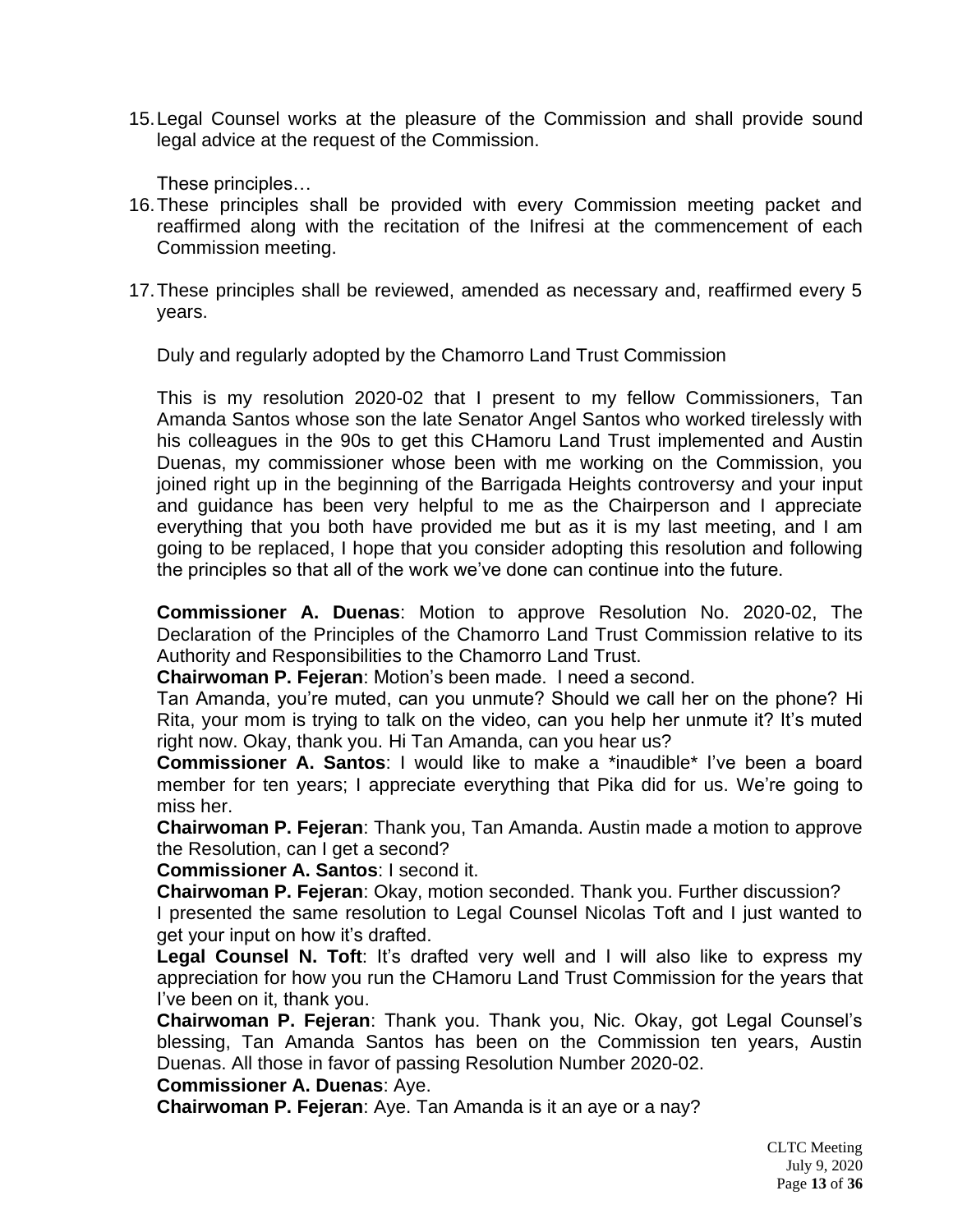15. Legal Counsel works at the pleasure of the Commission and shall provide sound legal advice at the request of the Commission.

    These principles…

16. These principles shall be provided with every Commission meeting packet and reaffirmed along with the recitation of the Inifresi at the commencement of each Commission meeting.

17. These principles shall be reviewed, amended as necessary and, reaffirmed every 5 years.

    Duly and regularly adopted by the Chamorro Land Trust Commission

    This is my resolution 2020-02 that I present to my fellow Commissioners, Tan Amanda Santos whose son the late Senator Angel Santos who worked tirelessly with his colleagues in the 90s to get this CHamoru Land Trust implemented and Austin Duenas, my commissioner whose been with me working on the Commission, you joined right up in the beginning of the Barrigada Heights controversy and your input and guidance has been very helpful to me as the Chairperson and I appreciate everything that you both have provided me but as it is my last meeting, and I am going to be replaced, I hope that you consider adopting this resolution and following the principles so that all of the work we've done can continue into the future.

    **Commissioner A. Duenas**: Motion to approve Resolution No. 2020-02, The Declaration of the Principles of the Chamorro Land Trust Commission relative to its Authority and Responsibilities to the Chamorro Land Trust.
    **Chairwoman P. Fejeran**: Motion's been made. I need a second.
    Tan Amanda, you're muted, can you unmute? Should we call her on the phone? Hi Rita, your mom is trying to talk on the video, can you help her unmute it? It's muted right now. Okay, thank you. Hi Tan Amanda, can you hear us?
    **Commissioner A. Santos**: I would like to make a *inaudible* I've been a board member for ten years; I appreciate everything that Pika did for us. We're going to miss her.
    **Chairwoman P. Fejeran**: Thank you, Tan Amanda. Austin made a motion to approve the Resolution, can I get a second?
    **Commissioner A. Santos**: I second it.
    **Chairwoman P. Fejeran**: Okay, motion seconded. Thank you. Further discussion?
    I presented the same resolution to Legal Counsel Nicolas Toft and I just wanted to get your input on how it's drafted.
    **Legal Counsel N. Toft**: It's drafted very well and I will also like to express my appreciation for how you run the CHamoru Land Trust Commission for the years that I've been on it, thank you.
    **Chairwoman P. Fejeran**: Thank you. Thank you, Nic. Okay, got Legal Counsel's blessing, Tan Amanda Santos has been on the Commission ten years, Austin Duenas. All those in favor of passing Resolution Number 2020-02.
    **Commissioner A. Duenas**: Aye.
    **Chairwoman P. Fejeran**: Aye. Tan Amanda is it an aye or a nay?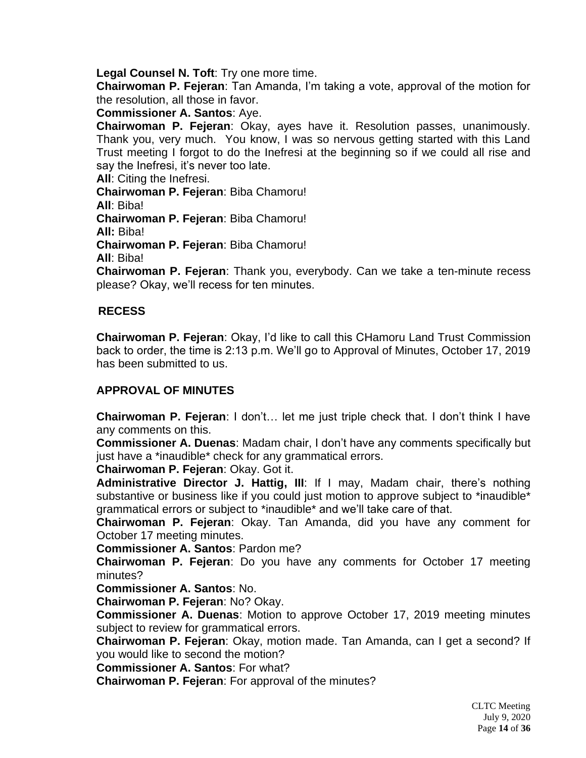**Legal Counsel N. Toft**: Try one more time.

**Chairwoman P. Fejeran**: Tan Amanda, I'm taking a vote, approval of the motion for the resolution, all those in favor.

**Commissioner A. Santos**: Aye.

**Chairwoman P. Fejeran**: Okay, ayes have it. Resolution passes, unanimously. Thank you, very much. You know, I was so nervous getting started with this Land Trust meeting I forgot to do the Inefresi at the beginning so if we could all rise and say the Inefresi, it's never too late.

**All**: Citing the Inefresi.

**Chairwoman P. Fejeran**: Biba Chamoru!

**All**: Biba!

**Chairwoman P. Fejeran**: Biba Chamoru!

**All:** Biba!

**Chairwoman P. Fejeran**: Biba Chamoru!

**All**: Biba!

**Chairwoman P. Fejeran**: Thank you, everybody. Can we take a ten-minute recess please? Okay, we'll recess for ten minutes.

## RECESS

**Chairwoman P. Fejeran**: Okay, I'd like to call this CHamoru Land Trust Commission back to order, the time is 2:13 p.m. We'll go to Approval of Minutes, October 17, 2019 has been submitted to us.

## APPROVAL OF MINUTES

**Chairwoman P. Fejeran**: I don't… let me just triple check that. I don't think I have any comments on this.

**Commissioner A. Duenas**: Madam chair, I don't have any comments specifically but just have a *inaudible* check for any grammatical errors.

**Chairwoman P. Fejeran**: Okay. Got it.

**Administrative Director J. Hattig, III**: If I may, Madam chair, there's nothing substantive or business like if you could just motion to approve subject to *inaudible* grammatical errors or subject to *inaudible* and we'll take care of that.

**Chairwoman P. Fejeran**: Okay. Tan Amanda, did you have any comment for October 17 meeting minutes.

**Commissioner A. Santos**: Pardon me?

**Chairwoman P. Fejeran**: Do you have any comments for October 17 meeting minutes?

**Commissioner A. Santos**: No.

**Chairwoman P. Fejeran**: No? Okay.

**Commissioner A. Duenas**: Motion to approve October 17, 2019 meeting minutes subject to review for grammatical errors.

**Chairwoman P. Fejeran**: Okay, motion made. Tan Amanda, can I get a second? If you would like to second the motion?

**Commissioner A. Santos**: For what?

**Chairwoman P. Fejeran**: For approval of the minutes?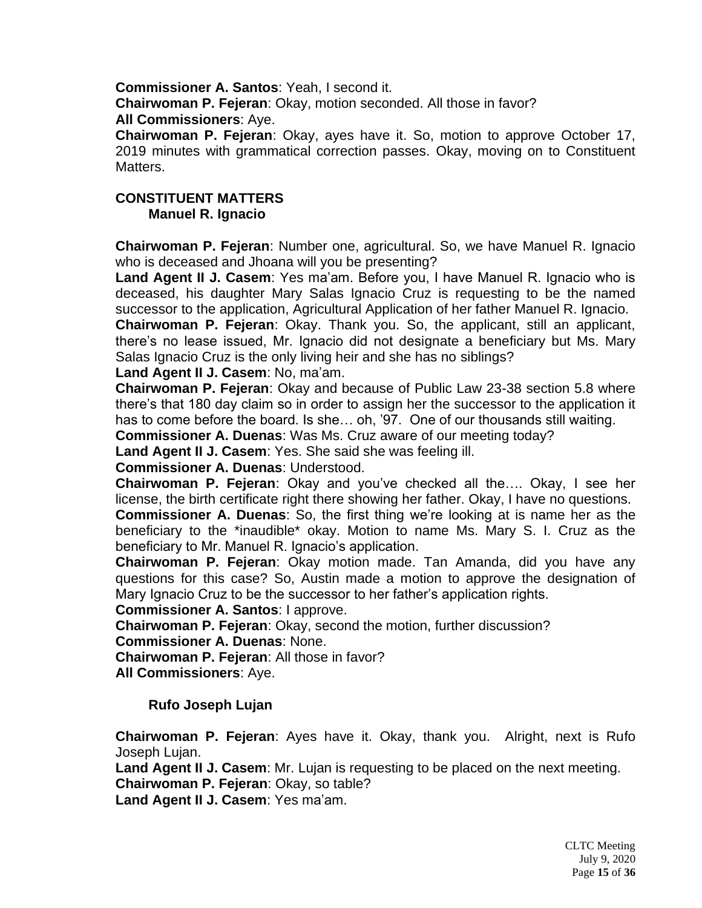**Commissioner A. Santos**: Yeah, I second it.
**Chairwoman P. Fejeran**: Okay, motion seconded. All those in favor?
**All Commissioners**: Aye.
**Chairwoman P. Fejeran**: Okay, ayes have it. So, motion to approve October 17, 2019 minutes with grammatical correction passes. Okay, moving on to Constituent Matters.

## CONSTITUENT MATTERS

### Manuel R. Ignacio

**Chairwoman P. Fejeran**: Number one, agricultural. So, we have Manuel R. Ignacio who is deceased and Jhoana will you be presenting?
**Land Agent II J. Casem**: Yes ma'am. Before you, I have Manuel R. Ignacio who is deceased, his daughter Mary Salas Ignacio Cruz is requesting to be the named successor to the application, Agricultural Application of her father Manuel R. Ignacio.
**Chairwoman P. Fejeran**: Okay. Thank you. So, the applicant, still an applicant, there's no lease issued, Mr. Ignacio did not designate a beneficiary but Ms. Mary Salas Ignacio Cruz is the only living heir and she has no siblings?
**Land Agent II J. Casem**: No, ma'am.
**Chairwoman P. Fejeran**: Okay and because of Public Law 23-38 section 5.8 where there's that 180 day claim so in order to assign her the successor to the application it has to come before the board. Is she… oh, '97. One of our thousands still waiting.
**Commissioner A. Duenas**: Was Ms. Cruz aware of our meeting today?
**Land Agent II J. Casem**: Yes. She said she was feeling ill.
**Commissioner A. Duenas**: Understood.
**Chairwoman P. Fejeran**: Okay and you've checked all the…. Okay, I see her license, the birth certificate right there showing her father. Okay, I have no questions.
**Commissioner A. Duenas**: So, the first thing we're looking at is name her as the beneficiary to the *inaudible* okay. Motion to name Ms. Mary S. I. Cruz as the beneficiary to Mr. Manuel R. Ignacio's application.
**Chairwoman P. Fejeran**: Okay motion made. Tan Amanda, did you have any questions for this case? So, Austin made a motion to approve the designation of Mary Ignacio Cruz to be the successor to her father's application rights.
**Commissioner A. Santos**: I approve.
**Chairwoman P. Fejeran**: Okay, second the motion, further discussion?
**Commissioner A. Duenas**: None.
**Chairwoman P. Fejeran**: All those in favor?
**All Commissioners**: Aye.

### Rufo Joseph Lujan

**Chairwoman P. Fejeran**: Ayes have it. Okay, thank you. Alright, next is Rufo Joseph Lujan.
**Land Agent II J. Casem**: Mr. Lujan is requesting to be placed on the next meeting.
**Chairwoman P. Fejeran**: Okay, so table?
**Land Agent II J. Casem**: Yes ma'am.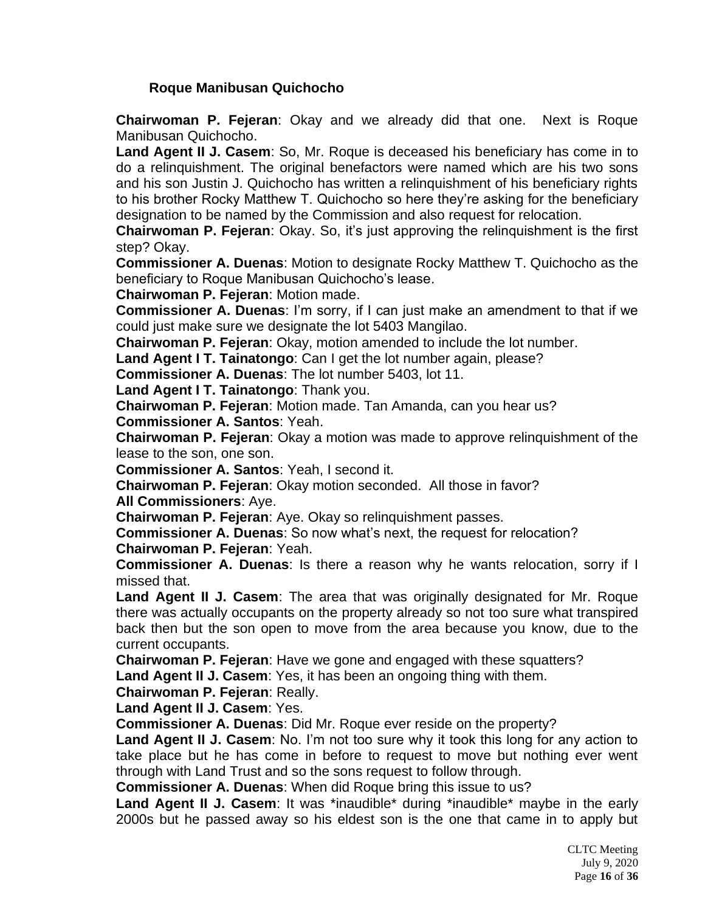**Roque Manibusan Quichocho**

**Chairwoman P. Fejeran**: Okay and we already did that one. Next is Roque Manibusan Quichocho.

**Land Agent II J. Casem**: So, Mr. Roque is deceased his beneficiary has come in to do a relinquishment. The original benefactors were named which are his two sons and his son Justin J. Quichocho has written a relinquishment of his beneficiary rights to his brother Rocky Matthew T. Quichocho so here they're asking for the beneficiary designation to be named by the Commission and also request for relocation.

**Chairwoman P. Fejeran**: Okay. So, it's just approving the relinquishment is the first step? Okay.

**Commissioner A. Duenas**: Motion to designate Rocky Matthew T. Quichocho as the beneficiary to Roque Manibusan Quichocho's lease.

**Chairwoman P. Fejeran**: Motion made.

**Commissioner A. Duenas**: I'm sorry, if I can just make an amendment to that if we could just make sure we designate the lot 5403 Mangilao.

**Chairwoman P. Fejeran**: Okay, motion amended to include the lot number.

**Land Agent I T. Tainatongo**: Can I get the lot number again, please?

**Commissioner A. Duenas**: The lot number 5403, lot 11.

**Land Agent I T. Tainatongo**: Thank you.

**Chairwoman P. Fejeran**: Motion made. Tan Amanda, can you hear us?

**Commissioner A. Santos**: Yeah.

**Chairwoman P. Fejeran**: Okay a motion was made to approve relinquishment of the lease to the son, one son.

**Commissioner A. Santos**: Yeah, I second it.

**Chairwoman P. Fejeran**: Okay motion seconded. All those in favor?

**All Commissioners**: Aye.

**Chairwoman P. Fejeran**: Aye. Okay so relinquishment passes.

**Commissioner A. Duenas**: So now what's next, the request for relocation?

**Chairwoman P. Fejeran**: Yeah.

**Commissioner A. Duenas**: Is there a reason why he wants relocation, sorry if I missed that.

**Land Agent II J. Casem**: The area that was originally designated for Mr. Roque there was actually occupants on the property already so not too sure what transpired back then but the son open to move from the area because you know, due to the current occupants.

**Chairwoman P. Fejeran**: Have we gone and engaged with these squatters?

**Land Agent II J. Casem**: Yes, it has been an ongoing thing with them.

**Chairwoman P. Fejeran**: Really.

**Land Agent II J. Casem**: Yes.

**Commissioner A. Duenas**: Did Mr. Roque ever reside on the property?

**Land Agent II J. Casem**: No. I'm not too sure why it took this long for any action to take place but he has come in before to request to move but nothing ever went through with Land Trust and so the sons request to follow through.

**Commissioner A. Duenas**: When did Roque bring this issue to us?

**Land Agent II J. Casem**: It was *inaudible* during *inaudible* maybe in the early 2000s but he passed away so his eldest son is the one that came in to apply but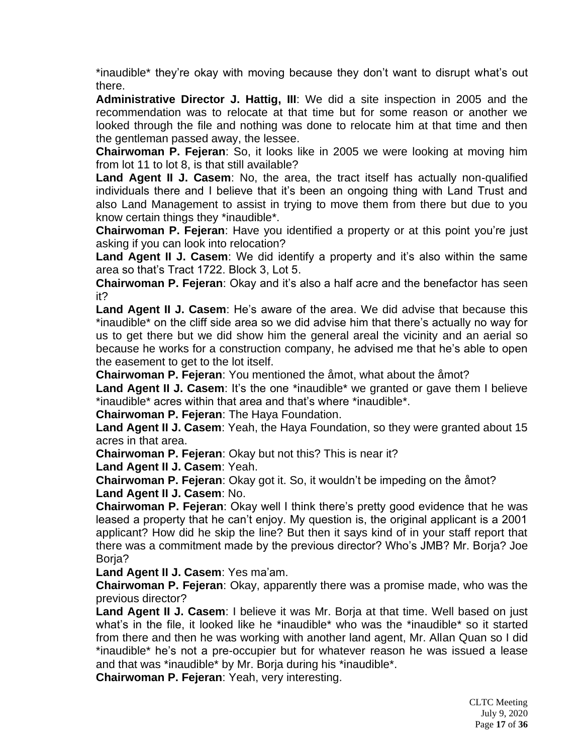\*inaudible\* they're okay with moving because they don't want to disrupt what's out there.

**Administrative Director J. Hattig, III**: We did a site inspection in 2005 and the recommendation was to relocate at that time but for some reason or another we looked through the file and nothing was done to relocate him at that time and then the gentleman passed away, the lessee.

**Chairwoman P. Fejeran**: So, it looks like in 2005 we were looking at moving him from lot 11 to lot 8, is that still available?

**Land Agent II J. Casem**: No, the area, the tract itself has actually non-qualified individuals there and I believe that it's been an ongoing thing with Land Trust and also Land Management to assist in trying to move them from there but due to you know certain things they \*inaudible\*.

**Chairwoman P. Fejeran**: Have you identified a property or at this point you're just asking if you can look into relocation?

**Land Agent II J. Casem**: We did identify a property and it's also within the same area so that's Tract 1722. Block 3, Lot 5.

**Chairwoman P. Fejeran**: Okay and it's also a half acre and the benefactor has seen it?

**Land Agent II J. Casem**: He's aware of the area. We did advise that because this \*inaudible\* on the cliff side area so we did advise him that there's actually no way for us to get there but we did show him the general areal the vicinity and an aerial so because he works for a construction company, he advised me that he's able to open the easement to get to the lot itself.

**Chairwoman P. Fejeran**: You mentioned the åmot, what about the åmot?

**Land Agent II J. Casem**: It's the one \*inaudible\* we granted or gave them I believe \*inaudible\* acres within that area and that's where \*inaudible\*.

**Chairwoman P. Fejeran**: The Haya Foundation.

**Land Agent II J. Casem**: Yeah, the Haya Foundation, so they were granted about 15 acres in that area.

**Chairwoman P. Fejeran**: Okay but not this? This is near it?

**Land Agent II J. Casem**: Yeah.

**Chairwoman P. Fejeran**: Okay got it. So, it wouldn't be impeding on the åmot?

**Land Agent II J. Casem**: No.

**Chairwoman P. Fejeran**: Okay well I think there's pretty good evidence that he was leased a property that he can't enjoy. My question is, the original applicant is a 2001 applicant? How did he skip the line? But then it says kind of in your staff report that there was a commitment made by the previous director? Who's JMB? Mr. Borja? Joe Borja?

**Land Agent II J. Casem**: Yes ma'am.

**Chairwoman P. Fejeran**: Okay, apparently there was a promise made, who was the previous director?

**Land Agent II J. Casem**: I believe it was Mr. Borja at that time. Well based on just what's in the file, it looked like he \*inaudible\* who was the \*inaudible\* so it started from there and then he was working with another land agent, Mr. Allan Quan so I did \*inaudible\* he's not a pre-occupier but for whatever reason he was issued a lease and that was \*inaudible\* by Mr. Borja during his \*inaudible\*.

**Chairwoman P. Fejeran**: Yeah, very interesting.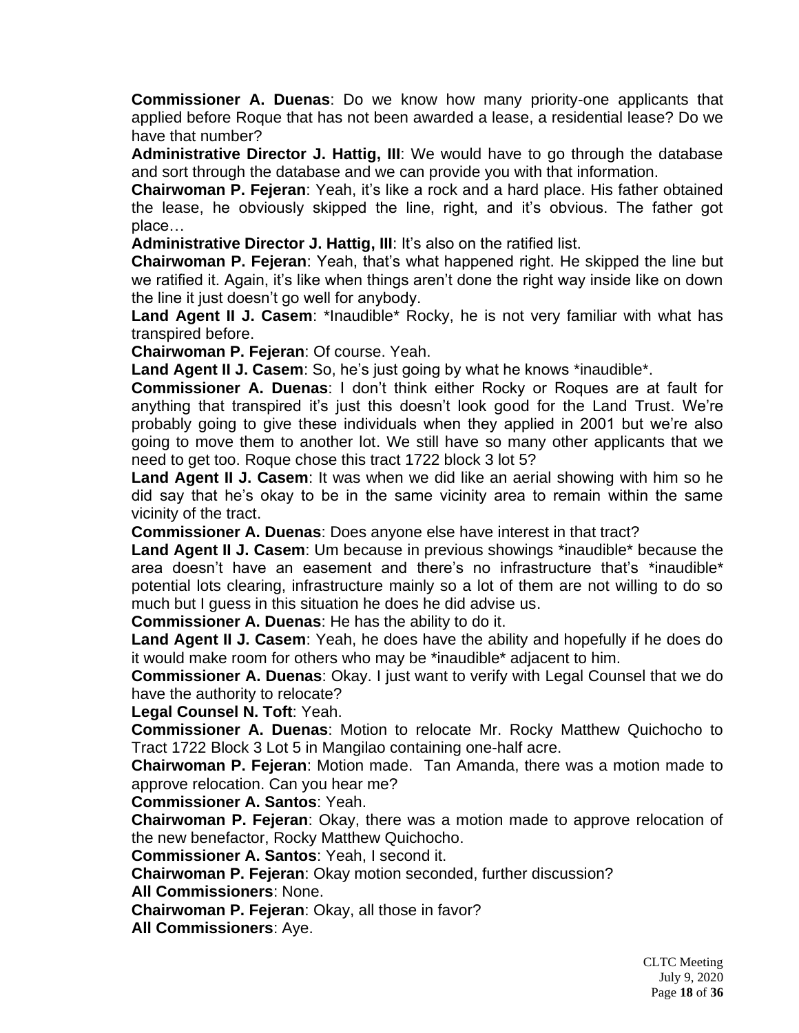**Commissioner A. Duenas**: Do we know how many priority-one applicants that applied before Roque that has not been awarded a lease, a residential lease? Do we have that number?

**Administrative Director J. Hattig, III**: We would have to go through the database and sort through the database and we can provide you with that information.

**Chairwoman P. Fejeran**: Yeah, it's like a rock and a hard place. His father obtained the lease, he obviously skipped the line, right, and it's obvious. The father got place…

**Administrative Director J. Hattig, III**: It's also on the ratified list.

**Chairwoman P. Fejeran**: Yeah, that's what happened right. He skipped the line but we ratified it. Again, it's like when things aren't done the right way inside like on down the line it just doesn't go well for anybody.

**Land Agent II J. Casem**: *Inaudible* Rocky, he is not very familiar with what has transpired before.

**Chairwoman P. Fejeran**: Of course. Yeah.

**Land Agent II J. Casem**: So, he's just going by what he knows *inaudible*.

**Commissioner A. Duenas**: I don't think either Rocky or Roques are at fault for anything that transpired it's just this doesn't look good for the Land Trust. We're probably going to give these individuals when they applied in 2001 but we're also going to move them to another lot. We still have so many other applicants that we need to get too. Roque chose this tract 1722 block 3 lot 5?

**Land Agent II J. Casem**: It was when we did like an aerial showing with him so he did say that he's okay to be in the same vicinity area to remain within the same vicinity of the tract.

**Commissioner A. Duenas**: Does anyone else have interest in that tract?

**Land Agent II J. Casem**: Um because in previous showings *inaudible* because the area doesn't have an easement and there's no infrastructure that's *inaudible* potential lots clearing, infrastructure mainly so a lot of them are not willing to do so much but I guess in this situation he does he did advise us.

**Commissioner A. Duenas**: He has the ability to do it.

**Land Agent II J. Casem**: Yeah, he does have the ability and hopefully if he does do it would make room for others who may be *inaudible* adjacent to him.

**Commissioner A. Duenas**: Okay. I just want to verify with Legal Counsel that we do have the authority to relocate?

**Legal Counsel N. Toft**: Yeah.

**Commissioner A. Duenas**: Motion to relocate Mr. Rocky Matthew Quichocho to Tract 1722 Block 3 Lot 5 in Mangilao containing one-half acre.

**Chairwoman P. Fejeran**: Motion made. Tan Amanda, there was a motion made to approve relocation. Can you hear me?

**Commissioner A. Santos**: Yeah.

**Chairwoman P. Fejeran**: Okay, there was a motion made to approve relocation of the new benefactor, Rocky Matthew Quichocho.

**Commissioner A. Santos**: Yeah, I second it.

**Chairwoman P. Fejeran**: Okay motion seconded, further discussion?

**All Commissioners**: None.

**Chairwoman P. Fejeran**: Okay, all those in favor?

**All Commissioners**: Aye.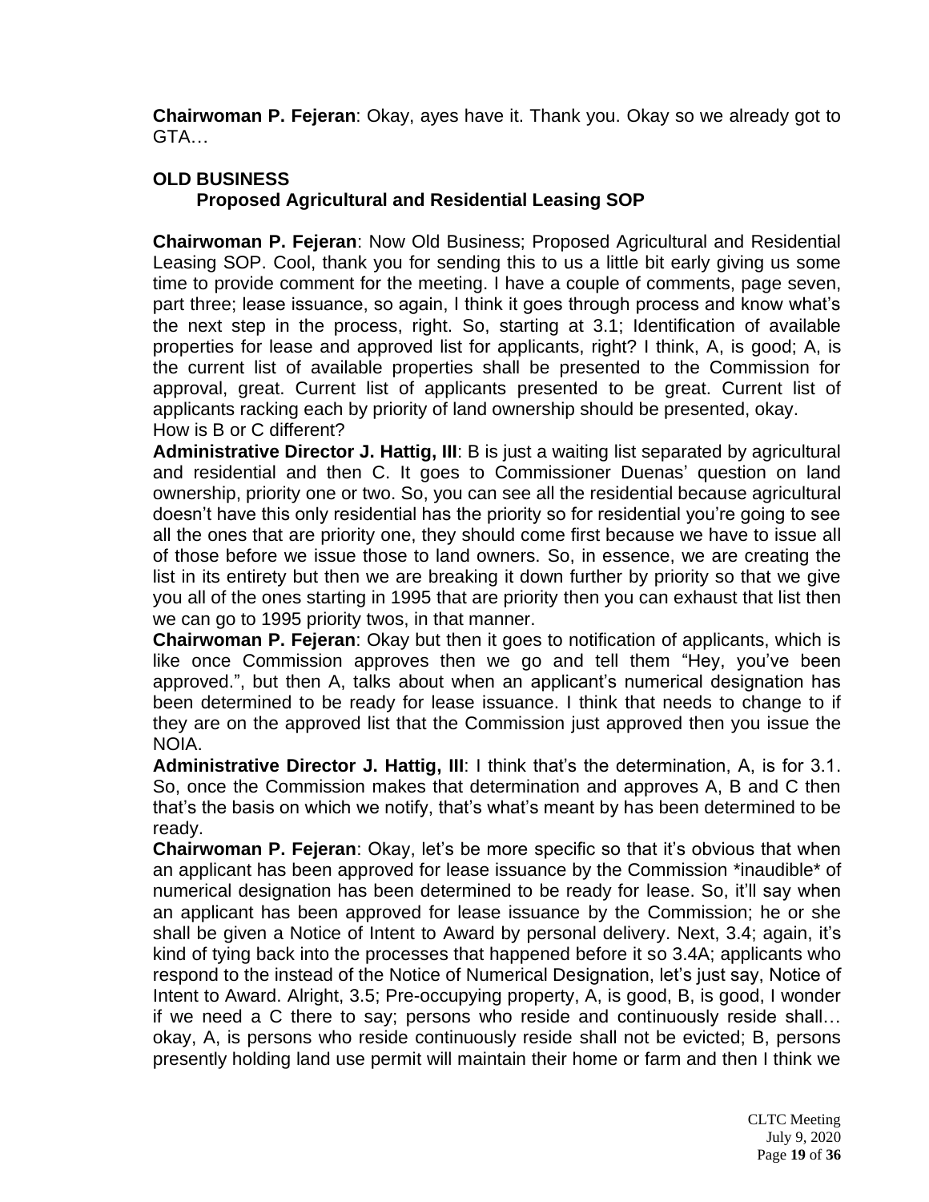**Chairwoman P. Fejeran**: Okay, ayes have it. Thank you. Okay so we already got to GTA…

## OLD BUSINESS

### Proposed Agricultural and Residential Leasing SOP

**Chairwoman P. Fejeran**: Now Old Business; Proposed Agricultural and Residential Leasing SOP. Cool, thank you for sending this to us a little bit early giving us some time to provide comment for the meeting. I have a couple of comments, page seven, part three; lease issuance, so again, I think it goes through process and know what's the next step in the process, right. So, starting at 3.1; Identification of available properties for lease and approved list for applicants, right? I think, A, is good; A, is the current list of available properties shall be presented to the Commission for approval, great. Current list of applicants presented to be great. Current list of applicants racking each by priority of land ownership should be presented, okay. How is B or C different?

**Administrative Director J. Hattig, III**: B is just a waiting list separated by agricultural and residential and then C. It goes to Commissioner Duenas' question on land ownership, priority one or two. So, you can see all the residential because agricultural doesn't have this only residential has the priority so for residential you're going to see all the ones that are priority one, they should come first because we have to issue all of those before we issue those to land owners. So, in essence, we are creating the list in its entirety but then we are breaking it down further by priority so that we give you all of the ones starting in 1995 that are priority then you can exhaust that list then we can go to 1995 priority twos, in that manner.

**Chairwoman P. Fejeran**: Okay but then it goes to notification of applicants, which is like once Commission approves then we go and tell them "Hey, you've been approved.", but then A, talks about when an applicant's numerical designation has been determined to be ready for lease issuance. I think that needs to change to if they are on the approved list that the Commission just approved then you issue the NOIA.

**Administrative Director J. Hattig, III**: I think that's the determination, A, is for 3.1. So, once the Commission makes that determination and approves A, B and C then that's the basis on which we notify, that's what's meant by has been determined to be ready.

**Chairwoman P. Fejeran**: Okay, let's be more specific so that it's obvious that when an applicant has been approved for lease issuance by the Commission *inaudible* of numerical designation has been determined to be ready for lease. So, it'll say when an applicant has been approved for lease issuance by the Commission; he or she shall be given a Notice of Intent to Award by personal delivery. Next, 3.4; again, it's kind of tying back into the processes that happened before it so 3.4A; applicants who respond to the instead of the Notice of Numerical Designation, let's just say, Notice of Intent to Award. Alright, 3.5; Pre-occupying property, A, is good, B, is good, I wonder if we need a C there to say; persons who reside and continuously reside shall… okay, A, is persons who reside continuously reside shall not be evicted; B, persons presently holding land use permit will maintain their home or farm and then I think we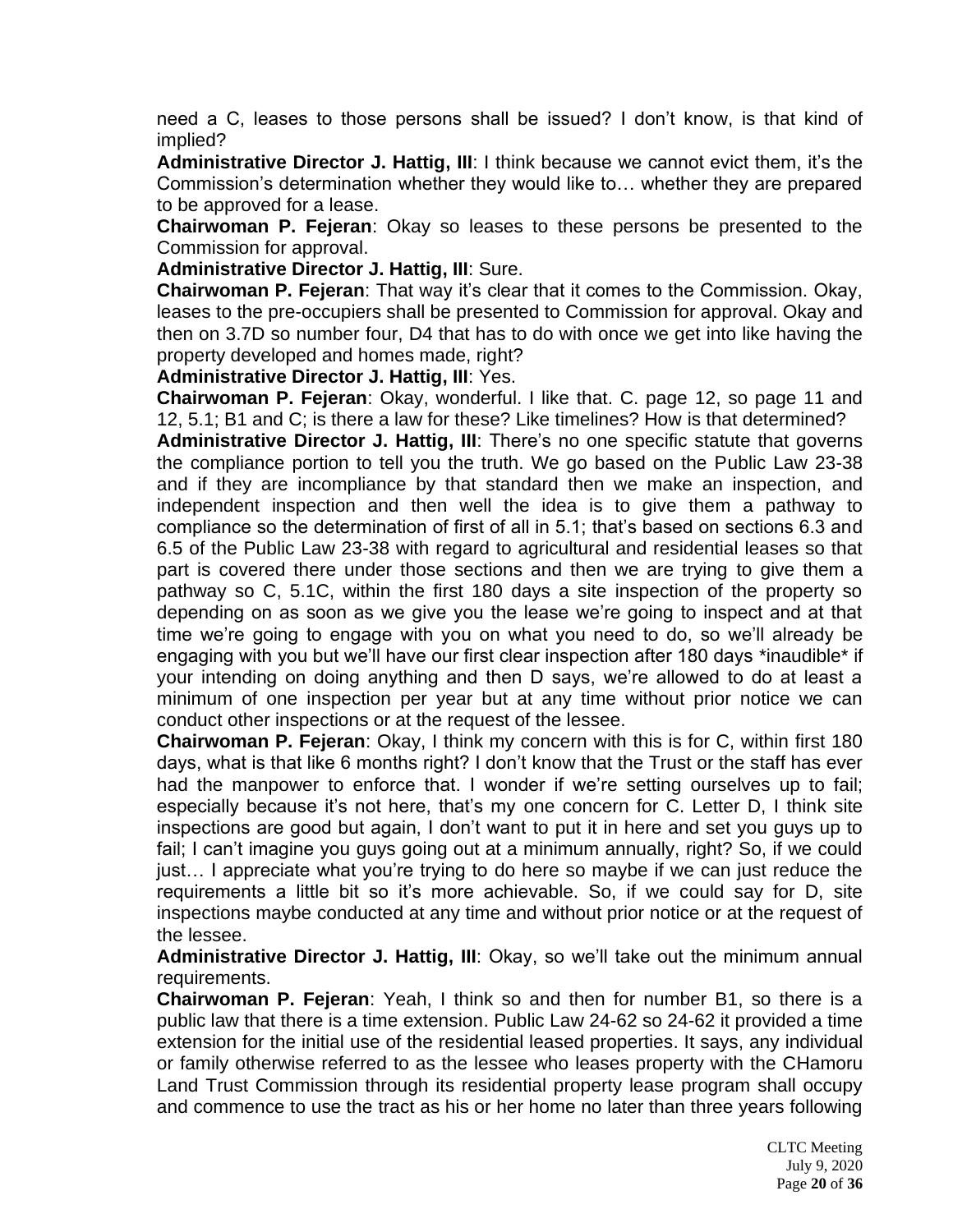need a C, leases to those persons shall be issued? I don't know, is that kind of implied?

**Administrative Director J. Hattig, III**: I think because we cannot evict them, it's the Commission's determination whether they would like to… whether they are prepared to be approved for a lease.

**Chairwoman P. Fejeran**: Okay so leases to these persons be presented to the Commission for approval.

**Administrative Director J. Hattig, III**: Sure.

**Chairwoman P. Fejeran**: That way it's clear that it comes to the Commission. Okay, leases to the pre-occupiers shall be presented to Commission for approval. Okay and then on 3.7D so number four, D4 that has to do with once we get into like having the property developed and homes made, right?

**Administrative Director J. Hattig, III**: Yes.

**Chairwoman P. Fejeran**: Okay, wonderful. I like that. C. page 12, so page 11 and 12, 5.1; B1 and C; is there a law for these? Like timelines? How is that determined?

**Administrative Director J. Hattig, III**: There's no one specific statute that governs the compliance portion to tell you the truth. We go based on the Public Law 23-38 and if they are incompliance by that standard then we make an inspection, and independent inspection and then well the idea is to give them a pathway to compliance so the determination of first of all in 5.1; that's based on sections 6.3 and 6.5 of the Public Law 23-38 with regard to agricultural and residential leases so that part is covered there under those sections and then we are trying to give them a pathway so C, 5.1C, within the first 180 days a site inspection of the property so depending on as soon as we give you the lease we're going to inspect and at that time we're going to engage with you on what you need to do, so we'll already be engaging with you but we'll have our first clear inspection after 180 days *inaudible* if your intending on doing anything and then D says, we're allowed to do at least a minimum of one inspection per year but at any time without prior notice we can conduct other inspections or at the request of the lessee.

**Chairwoman P. Fejeran**: Okay, I think my concern with this is for C, within first 180 days, what is that like 6 months right? I don't know that the Trust or the staff has ever had the manpower to enforce that. I wonder if we're setting ourselves up to fail; especially because it's not here, that's my one concern for C. Letter D, I think site inspections are good but again, I don't want to put it in here and set you guys up to fail; I can't imagine you guys going out at a minimum annually, right? So, if we could just… I appreciate what you're trying to do here so maybe if we can just reduce the requirements a little bit so it's more achievable. So, if we could say for D, site inspections maybe conducted at any time and without prior notice or at the request of the lessee.

**Administrative Director J. Hattig, III**: Okay, so we'll take out the minimum annual requirements.

**Chairwoman P. Fejeran**: Yeah, I think so and then for number B1, so there is a public law that there is a time extension. Public Law 24-62 so 24-62 it provided a time extension for the initial use of the residential leased properties. It says, any individual or family otherwise referred to as the lessee who leases property with the CHamoru Land Trust Commission through its residential property lease program shall occupy and commence to use the tract as his or her home no later than three years following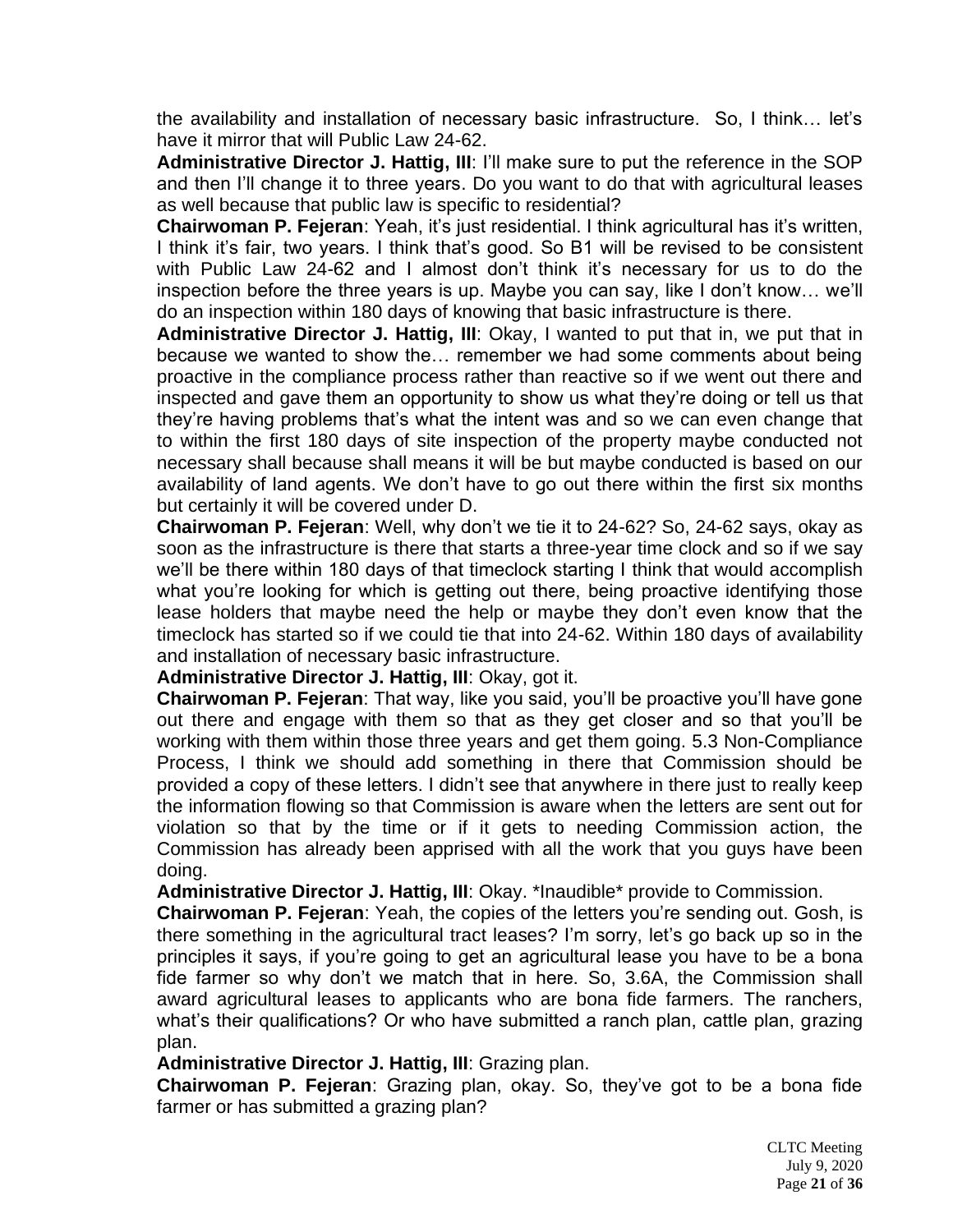the availability and installation of necessary basic infrastructure. So, I think… let's have it mirror that will Public Law 24-62.

**Administrative Director J. Hattig, III**: I'll make sure to put the reference in the SOP and then I'll change it to three years. Do you want to do that with agricultural leases as well because that public law is specific to residential?

**Chairwoman P. Fejeran**: Yeah, it's just residential. I think agricultural has it's written, I think it's fair, two years. I think that's good. So B1 will be revised to be consistent with Public Law 24-62 and I almost don't think it's necessary for us to do the inspection before the three years is up. Maybe you can say, like I don't know… we'll do an inspection within 180 days of knowing that basic infrastructure is there.

**Administrative Director J. Hattig, III**: Okay, I wanted to put that in, we put that in because we wanted to show the… remember we had some comments about being proactive in the compliance process rather than reactive so if we went out there and inspected and gave them an opportunity to show us what they're doing or tell us that they're having problems that's what the intent was and so we can even change that to within the first 180 days of site inspection of the property maybe conducted not necessary shall because shall means it will be but maybe conducted is based on our availability of land agents. We don't have to go out there within the first six months but certainly it will be covered under D.

**Chairwoman P. Fejeran**: Well, why don't we tie it to 24-62? So, 24-62 says, okay as soon as the infrastructure is there that starts a three-year time clock and so if we say we'll be there within 180 days of that timeclock starting I think that would accomplish what you're looking for which is getting out there, being proactive identifying those lease holders that maybe need the help or maybe they don't even know that the timeclock has started so if we could tie that into 24-62. Within 180 days of availability and installation of necessary basic infrastructure.

**Administrative Director J. Hattig, III**: Okay, got it.

**Chairwoman P. Fejeran**: That way, like you said, you'll be proactive you'll have gone out there and engage with them so that as they get closer and so that you'll be working with them within those three years and get them going. 5.3 Non-Compliance Process, I think we should add something in there that Commission should be provided a copy of these letters. I didn't see that anywhere in there just to really keep the information flowing so that Commission is aware when the letters are sent out for violation so that by the time or if it gets to needing Commission action, the Commission has already been apprised with all the work that you guys have been doing.

**Administrative Director J. Hattig, III**: Okay. *Inaudible* provide to Commission.

**Chairwoman P. Fejeran**: Yeah, the copies of the letters you're sending out. Gosh, is there something in the agricultural tract leases? I'm sorry, let's go back up so in the principles it says, if you're going to get an agricultural lease you have to be a bona fide farmer so why don't we match that in here. So, 3.6A, the Commission shall award agricultural leases to applicants who are bona fide farmers. The ranchers, what's their qualifications? Or who have submitted a ranch plan, cattle plan, grazing plan.

**Administrative Director J. Hattig, III**: Grazing plan.

**Chairwoman P. Fejeran**: Grazing plan, okay. So, they've got to be a bona fide farmer or has submitted a grazing plan?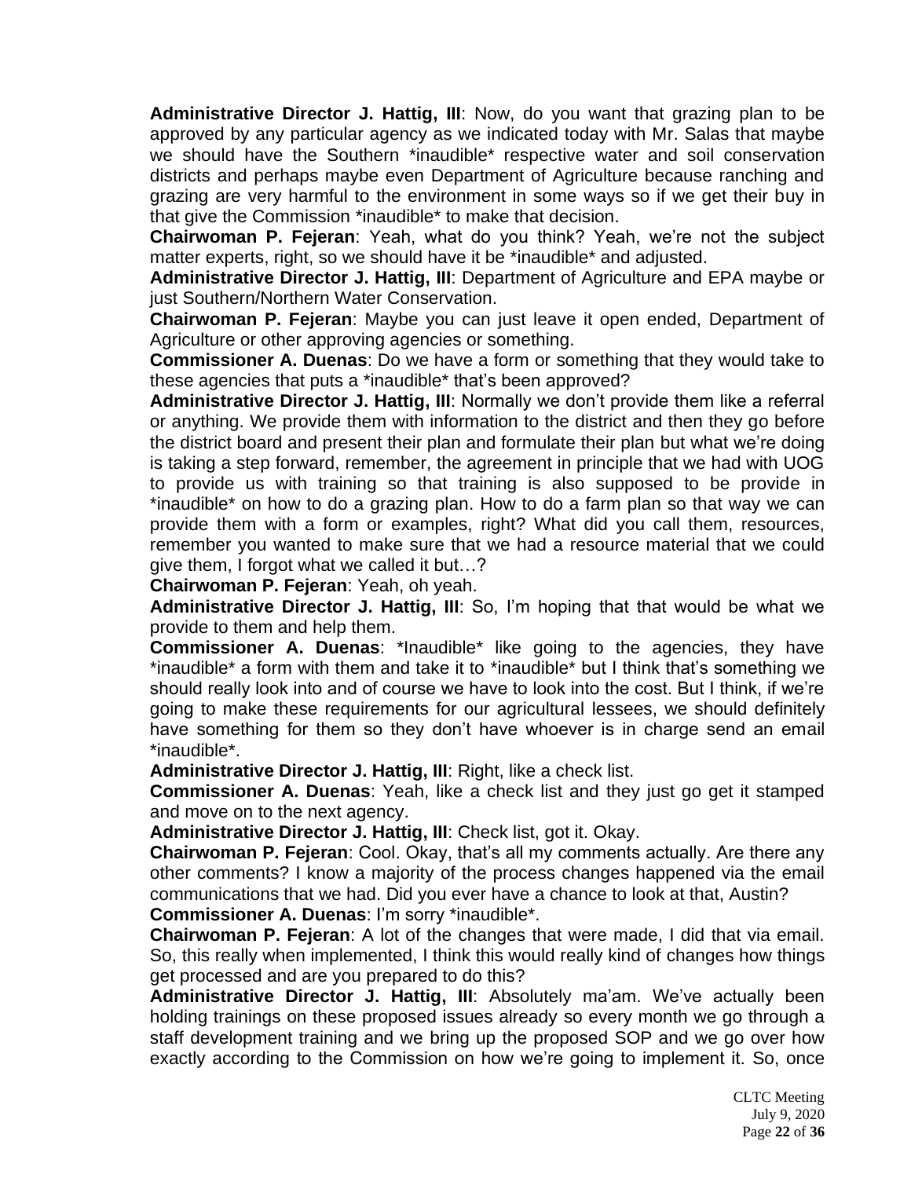**Administrative Director J. Hattig, III**: Now, do you want that grazing plan to be approved by any particular agency as we indicated today with Mr. Salas that maybe we should have the Southern *inaudible* respective water and soil conservation districts and perhaps maybe even Department of Agriculture because ranching and grazing are very harmful to the environment in some ways so if we get their buy in that give the Commission *inaudible* to make that decision.

**Chairwoman P. Fejeran**: Yeah, what do you think? Yeah, we're not the subject matter experts, right, so we should have it be *inaudible* and adjusted.

**Administrative Director J. Hattig, III**: Department of Agriculture and EPA maybe or just Southern/Northern Water Conservation.

**Chairwoman P. Fejeran**: Maybe you can just leave it open ended, Department of Agriculture or other approving agencies or something.

**Commissioner A. Duenas**: Do we have a form or something that they would take to these agencies that puts a *inaudible* that's been approved?

**Administrative Director J. Hattig, III**: Normally we don't provide them like a referral or anything. We provide them with information to the district and then they go before the district board and present their plan and formulate their plan but what we're doing is taking a step forward, remember, the agreement in principle that we had with UOG to provide us with training so that training is also supposed to be provide in *inaudible* on how to do a grazing plan. How to do a farm plan so that way we can provide them with a form or examples, right? What did you call them, resources, remember you wanted to make sure that we had a resource material that we could give them, I forgot what we called it but…?

**Chairwoman P. Fejeran**: Yeah, oh yeah.

**Administrative Director J. Hattig, III**: So, I'm hoping that that would be what we provide to them and help them.

**Commissioner A. Duenas**: *Inaudible* like going to the agencies, they have *inaudible* a form with them and take it to *inaudible* but I think that's something we should really look into and of course we have to look into the cost. But I think, if we're going to make these requirements for our agricultural lessees, we should definitely have something for them so they don't have whoever is in charge send an email *inaudible*.

**Administrative Director J. Hattig, III**: Right, like a check list.

**Commissioner A. Duenas**: Yeah, like a check list and they just go get it stamped and move on to the next agency.

**Administrative Director J. Hattig, III**: Check list, got it. Okay.

**Chairwoman P. Fejeran**: Cool. Okay, that's all my comments actually. Are there any other comments? I know a majority of the process changes happened via the email communications that we had. Did you ever have a chance to look at that, Austin?

**Commissioner A. Duenas**: I'm sorry *inaudible*.

**Chairwoman P. Fejeran**: A lot of the changes that were made, I did that via email. So, this really when implemented, I think this would really kind of changes how things get processed and are you prepared to do this?

**Administrative Director J. Hattig, III**: Absolutely ma'am. We've actually been holding trainings on these proposed issues already so every month we go through a staff development training and we bring up the proposed SOP and we go over how exactly according to the Commission on how we're going to implement it. So, once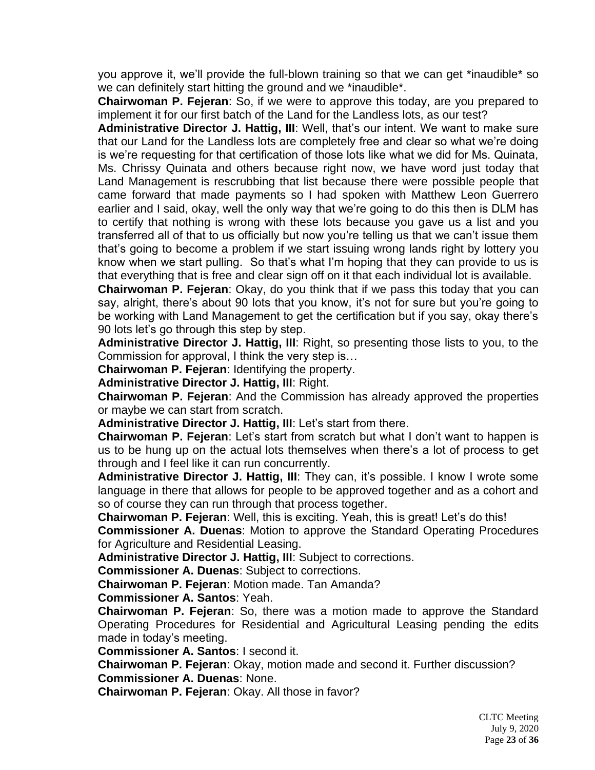you approve it, we'll provide the full-blown training so that we can get *inaudible* so we can definitely start hitting the ground and we *inaudible*.

**Chairwoman P. Fejeran**: So, if we were to approve this today, are you prepared to implement it for our first batch of the Land for the Landless lots, as our test?

**Administrative Director J. Hattig, III**: Well, that's our intent. We want to make sure that our Land for the Landless lots are completely free and clear so what we're doing is we're requesting for that certification of those lots like what we did for Ms. Quinata, Ms. Chrissy Quinata and others because right now, we have word just today that Land Management is rescrubbing that list because there were possible people that came forward that made payments so I had spoken with Matthew Leon Guerrero earlier and I said, okay, well the only way that we're going to do this then is DLM has to certify that nothing is wrong with these lots because you gave us a list and you transferred all of that to us officially but now you're telling us that we can't issue them that's going to become a problem if we start issuing wrong lands right by lottery you know when we start pulling. So that's what I'm hoping that they can provide to us is that everything that is free and clear sign off on it that each individual lot is available.

**Chairwoman P. Fejeran**: Okay, do you think that if we pass this today that you can say, alright, there's about 90 lots that you know, it's not for sure but you're going to be working with Land Management to get the certification but if you say, okay there's 90 lots let's go through this step by step.

**Administrative Director J. Hattig, III**: Right, so presenting those lists to you, to the Commission for approval, I think the very step is…

**Chairwoman P. Fejeran**: Identifying the property.

**Administrative Director J. Hattig, III**: Right.

**Chairwoman P. Fejeran**: And the Commission has already approved the properties or maybe we can start from scratch.

**Administrative Director J. Hattig, III**: Let's start from there.

**Chairwoman P. Fejeran**: Let's start from scratch but what I don't want to happen is us to be hung up on the actual lots themselves when there's a lot of process to get through and I feel like it can run concurrently.

**Administrative Director J. Hattig, III**: They can, it's possible. I know I wrote some language in there that allows for people to be approved together and as a cohort and so of course they can run through that process together.

**Chairwoman P. Fejeran**: Well, this is exciting. Yeah, this is great! Let's do this!

**Commissioner A. Duenas**: Motion to approve the Standard Operating Procedures for Agriculture and Residential Leasing.

**Administrative Director J. Hattig, III**: Subject to corrections.

**Commissioner A. Duenas**: Subject to corrections.

**Chairwoman P. Fejeran**: Motion made. Tan Amanda?

**Commissioner A. Santos**: Yeah.

**Chairwoman P. Fejeran**: So, there was a motion made to approve the Standard Operating Procedures for Residential and Agricultural Leasing pending the edits made in today's meeting.

**Commissioner A. Santos**: I second it.

**Chairwoman P. Fejeran**: Okay, motion made and second it. Further discussion?

**Commissioner A. Duenas**: None.

**Chairwoman P. Fejeran**: Okay. All those in favor?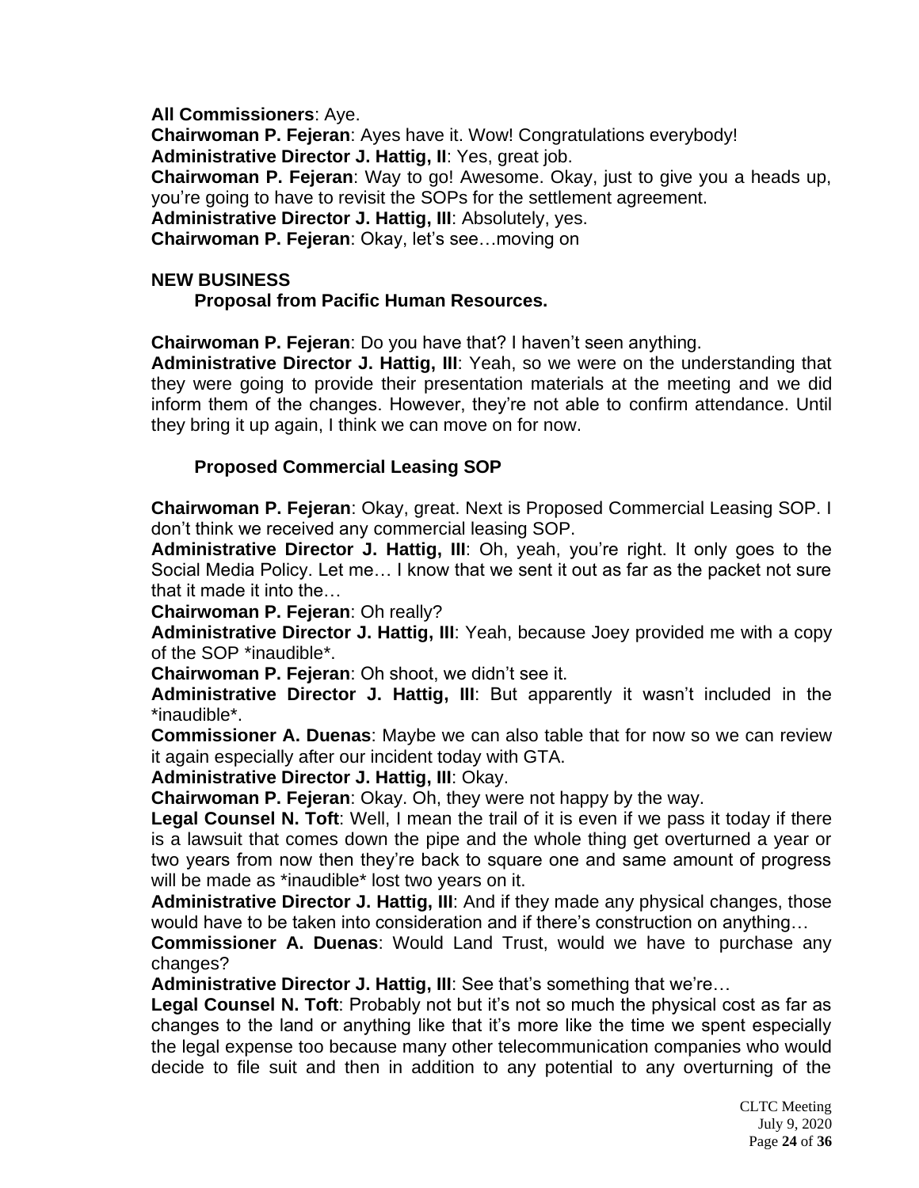**All Commissioners**: Aye.

**Chairwoman P. Fejeran**: Ayes have it. Wow! Congratulations everybody!

**Administrative Director J. Hattig, II**: Yes, great job.

**Chairwoman P. Fejeran**: Way to go! Awesome. Okay, just to give you a heads up, you're going to have to revisit the SOPs for the settlement agreement.

**Administrative Director J. Hattig, III**: Absolutely, yes.

**Chairwoman P. Fejeran**: Okay, let's see…moving on

**NEW BUSINESS**

**Proposal from Pacific Human Resources.**

**Chairwoman P. Fejeran**: Do you have that? I haven't seen anything.

**Administrative Director J. Hattig, III**: Yeah, so we were on the understanding that they were going to provide their presentation materials at the meeting and we did inform them of the changes. However, they're not able to confirm attendance. Until they bring it up again, I think we can move on for now.

**Proposed Commercial Leasing SOP**

**Chairwoman P. Fejeran**: Okay, great. Next is Proposed Commercial Leasing SOP. I don't think we received any commercial leasing SOP.

**Administrative Director J. Hattig, III**: Oh, yeah, you're right. It only goes to the Social Media Policy. Let me… I know that we sent it out as far as the packet not sure that it made it into the…

**Chairwoman P. Fejeran**: Oh really?

**Administrative Director J. Hattig, III**: Yeah, because Joey provided me with a copy of the SOP *inaudible*.

**Chairwoman P. Fejeran**: Oh shoot, we didn't see it.

**Administrative Director J. Hattig, III**: But apparently it wasn't included in the *inaudible*.

**Commissioner A. Duenas**: Maybe we can also table that for now so we can review it again especially after our incident today with GTA.

**Administrative Director J. Hattig, III**: Okay.

**Chairwoman P. Fejeran**: Okay. Oh, they were not happy by the way.

**Legal Counsel N. Toft**: Well, I mean the trail of it is even if we pass it today if there is a lawsuit that comes down the pipe and the whole thing get overturned a year or two years from now then they're back to square one and same amount of progress will be made as *inaudible* lost two years on it.

**Administrative Director J. Hattig, III**: And if they made any physical changes, those would have to be taken into consideration and if there's construction on anything…

**Commissioner A. Duenas**: Would Land Trust, would we have to purchase any changes?

**Administrative Director J. Hattig, III**: See that's something that we're…

**Legal Counsel N. Toft**: Probably not but it's not so much the physical cost as far as changes to the land or anything like that it's more like the time we spent especially the legal expense too because many other telecommunication companies who would decide to file suit and then in addition to any potential to any overturning of the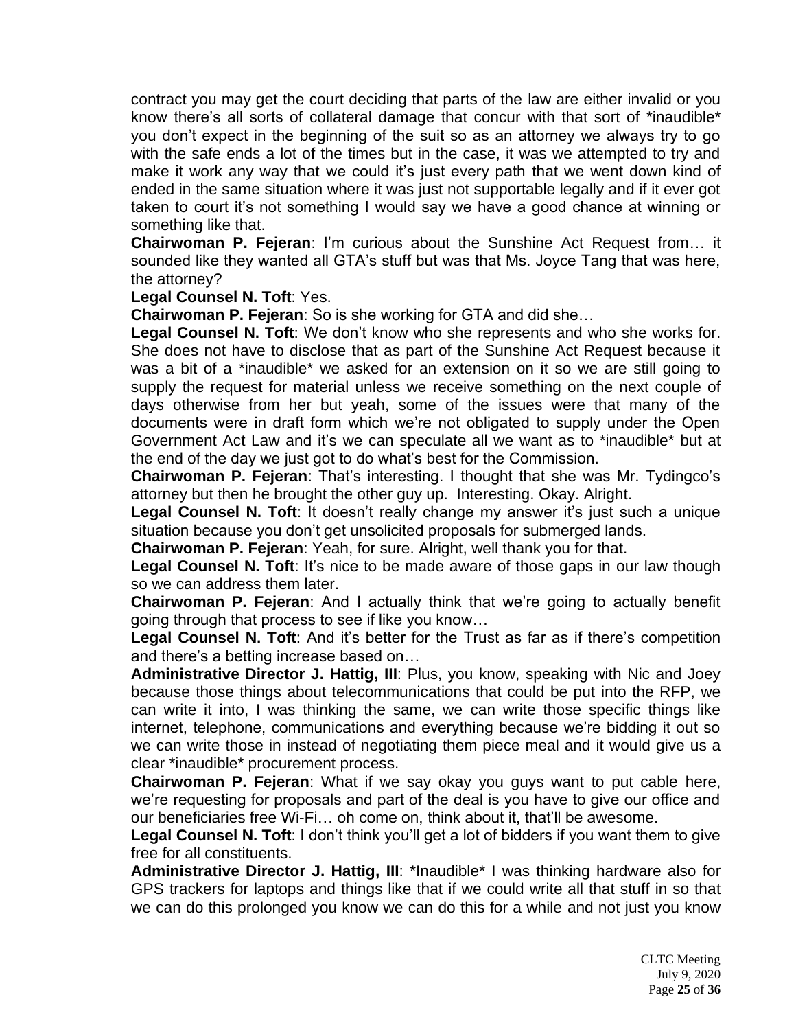contract you may get the court deciding that parts of the law are either invalid or you know there's all sorts of collateral damage that concur with that sort of *inaudible* you don't expect in the beginning of the suit so as an attorney we always try to go with the safe ends a lot of the times but in the case, it was we attempted to try and make it work any way that we could it's just every path that we went down kind of ended in the same situation where it was just not supportable legally and if it ever got taken to court it's not something I would say we have a good chance at winning or something like that.

**Chairwoman P. Fejeran**: I'm curious about the Sunshine Act Request from… it sounded like they wanted all GTA's stuff but was that Ms. Joyce Tang that was here, the attorney?

**Legal Counsel N. Toft**: Yes.

**Chairwoman P. Fejeran**: So is she working for GTA and did she…

**Legal Counsel N. Toft**: We don't know who she represents and who she works for. She does not have to disclose that as part of the Sunshine Act Request because it was a bit of a *inaudible* we asked for an extension on it so we are still going to supply the request for material unless we receive something on the next couple of days otherwise from her but yeah, some of the issues were that many of the documents were in draft form which we're not obligated to supply under the Open Government Act Law and it's we can speculate all we want as to *inaudible* but at the end of the day we just got to do what's best for the Commission.

**Chairwoman P. Fejeran**: That's interesting. I thought that she was Mr. Tydingco's attorney but then he brought the other guy up. Interesting. Okay. Alright.

**Legal Counsel N. Toft**: It doesn't really change my answer it's just such a unique situation because you don't get unsolicited proposals for submerged lands.

**Chairwoman P. Fejeran**: Yeah, for sure. Alright, well thank you for that.

**Legal Counsel N. Toft**: It's nice to be made aware of those gaps in our law though so we can address them later.

**Chairwoman P. Fejeran**: And I actually think that we're going to actually benefit going through that process to see if like you know…

**Legal Counsel N. Toft**: And it's better for the Trust as far as if there's competition and there's a betting increase based on…

**Administrative Director J. Hattig, III**: Plus, you know, speaking with Nic and Joey because those things about telecommunications that could be put into the RFP, we can write it into, I was thinking the same, we can write those specific things like internet, telephone, communications and everything because we're bidding it out so we can write those in instead of negotiating them piece meal and it would give us a clear *inaudible* procurement process.

**Chairwoman P. Fejeran**: What if we say okay you guys want to put cable here, we're requesting for proposals and part of the deal is you have to give our office and our beneficiaries free Wi-Fi… oh come on, think about it, that'll be awesome.

**Legal Counsel N. Toft**: I don't think you'll get a lot of bidders if you want them to give free for all constituents.

**Administrative Director J. Hattig, III**: *Inaudible* I was thinking hardware also for GPS trackers for laptops and things like that if we could write all that stuff in so that we can do this prolonged you know we can do this for a while and not just you know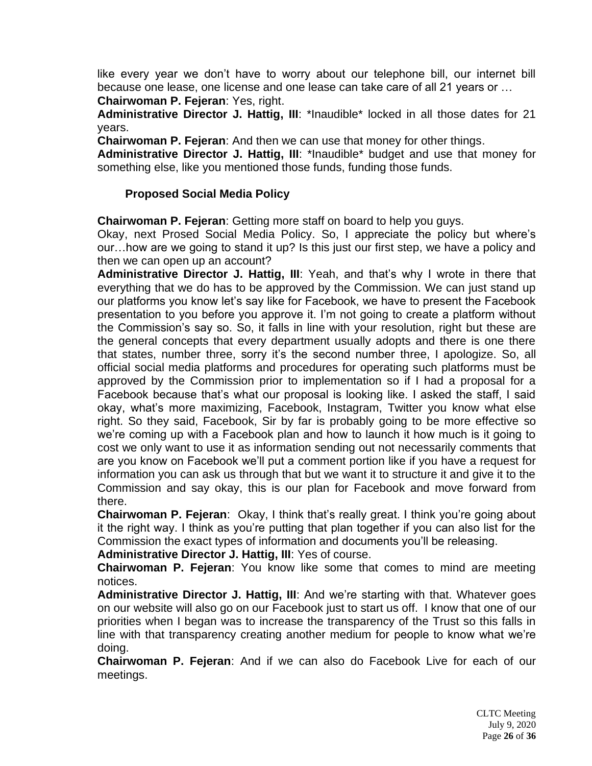like every year we don't have to worry about our telephone bill, our internet bill because one lease, one license and one lease can take care of all 21 years or …

**Chairwoman P. Fejeran**: Yes, right.

**Administrative Director J. Hattig, III**: *Inaudible* locked in all those dates for 21 years.

**Chairwoman P. Fejeran**: And then we can use that money for other things.

**Administrative Director J. Hattig, III**: *Inaudible* budget and use that money for something else, like you mentioned those funds, funding those funds.

### Proposed Social Media Policy

**Chairwoman P. Fejeran**: Getting more staff on board to help you guys.

Okay, next Prosed Social Media Policy. So, I appreciate the policy but where's our…how are we going to stand it up? Is this just our first step, we have a policy and then we can open up an account?

**Administrative Director J. Hattig, III**: Yeah, and that's why I wrote in there that everything that we do has to be approved by the Commission. We can just stand up our platforms you know let's say like for Facebook, we have to present the Facebook presentation to you before you approve it. I'm not going to create a platform without the Commission's say so. So, it falls in line with your resolution, right but these are the general concepts that every department usually adopts and there is one there that states, number three, sorry it's the second number three, I apologize. So, all official social media platforms and procedures for operating such platforms must be approved by the Commission prior to implementation so if I had a proposal for a Facebook because that's what our proposal is looking like. I asked the staff, I said okay, what's more maximizing, Facebook, Instagram, Twitter you know what else right. So they said, Facebook, Sir by far is probably going to be more effective so we're coming up with a Facebook plan and how to launch it how much is it going to cost we only want to use it as information sending out not necessarily comments that are you know on Facebook we'll put a comment portion like if you have a request for information you can ask us through that but we want it to structure it and give it to the Commission and say okay, this is our plan for Facebook and move forward from there.

**Chairwoman P. Fejeran**: Okay, I think that's really great. I think you're going about it the right way. I think as you're putting that plan together if you can also list for the Commission the exact types of information and documents you'll be releasing.

**Administrative Director J. Hattig, III**: Yes of course.

**Chairwoman P. Fejeran**: You know like some that comes to mind are meeting notices.

**Administrative Director J. Hattig, III**: And we're starting with that. Whatever goes on our website will also go on our Facebook just to start us off. I know that one of our priorities when I began was to increase the transparency of the Trust so this falls in line with that transparency creating another medium for people to know what we're doing.

**Chairwoman P. Fejeran**: And if we can also do Facebook Live for each of our meetings.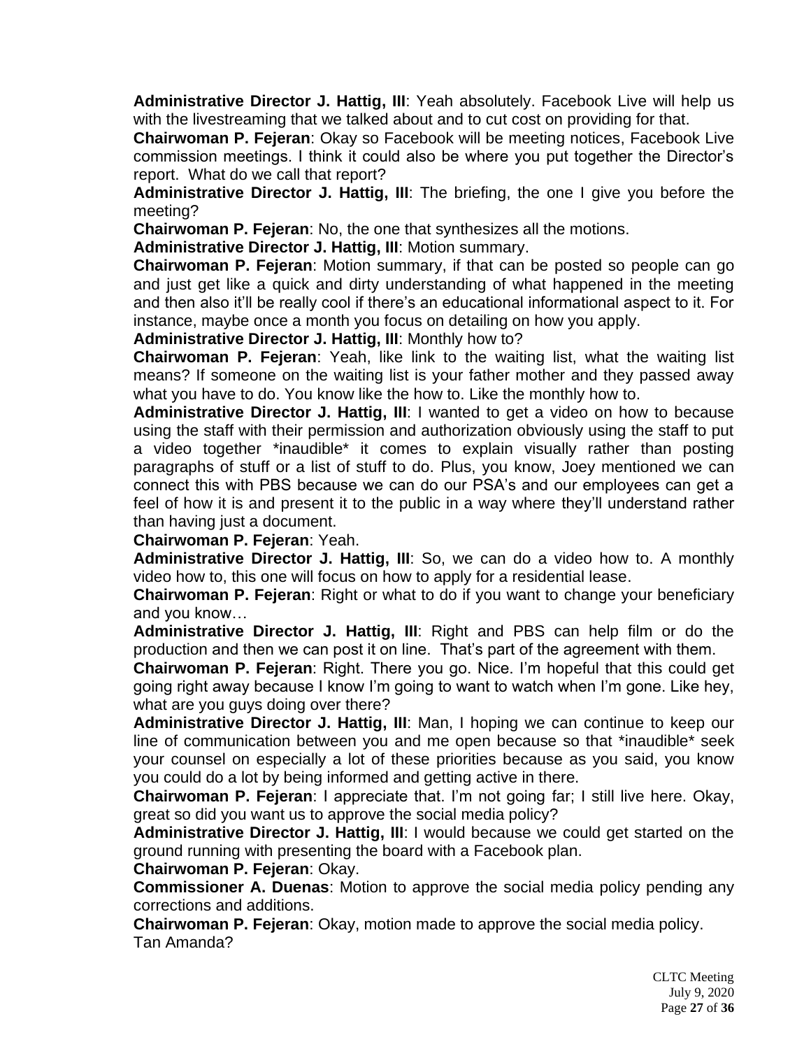**Administrative Director J. Hattig, III**: Yeah absolutely. Facebook Live will help us with the livestreaming that we talked about and to cut cost on providing for that.

**Chairwoman P. Fejeran**: Okay so Facebook will be meeting notices, Facebook Live commission meetings. I think it could also be where you put together the Director's report. What do we call that report?

**Administrative Director J. Hattig, III**: The briefing, the one I give you before the meeting?

**Chairwoman P. Fejeran**: No, the one that synthesizes all the motions.

**Administrative Director J. Hattig, III**: Motion summary.

**Chairwoman P. Fejeran**: Motion summary, if that can be posted so people can go and just get like a quick and dirty understanding of what happened in the meeting and then also it'll be really cool if there's an educational informational aspect to it. For instance, maybe once a month you focus on detailing on how you apply.

**Administrative Director J. Hattig, III**: Monthly how to?

**Chairwoman P. Fejeran**: Yeah, like link to the waiting list, what the waiting list means? If someone on the waiting list is your father mother and they passed away what you have to do. You know like the how to. Like the monthly how to.

**Administrative Director J. Hattig, III**: I wanted to get a video on how to because using the staff with their permission and authorization obviously using the staff to put a video together *inaudible* it comes to explain visually rather than posting paragraphs of stuff or a list of stuff to do. Plus, you know, Joey mentioned we can connect this with PBS because we can do our PSA's and our employees can get a feel of how it is and present it to the public in a way where they'll understand rather than having just a document.

**Chairwoman P. Fejeran**: Yeah.

**Administrative Director J. Hattig, III**: So, we can do a video how to. A monthly video how to, this one will focus on how to apply for a residential lease.

**Chairwoman P. Fejeran**: Right or what to do if you want to change your beneficiary and you know…

**Administrative Director J. Hattig, III**: Right and PBS can help film or do the production and then we can post it on line. That's part of the agreement with them.

**Chairwoman P. Fejeran**: Right. There you go. Nice. I'm hopeful that this could get going right away because I know I'm going to want to watch when I'm gone. Like hey, what are you guys doing over there?

**Administrative Director J. Hattig, III**: Man, I hoping we can continue to keep our line of communication between you and me open because so that *inaudible* seek your counsel on especially a lot of these priorities because as you said, you know you could do a lot by being informed and getting active in there.

**Chairwoman P. Fejeran**: I appreciate that. I'm not going far; I still live here. Okay, great so did you want us to approve the social media policy?

**Administrative Director J. Hattig, III**: I would because we could get started on the ground running with presenting the board with a Facebook plan.

**Chairwoman P. Fejeran**: Okay.

**Commissioner A. Duenas**: Motion to approve the social media policy pending any corrections and additions.

**Chairwoman P. Fejeran**: Okay, motion made to approve the social media policy. Tan Amanda?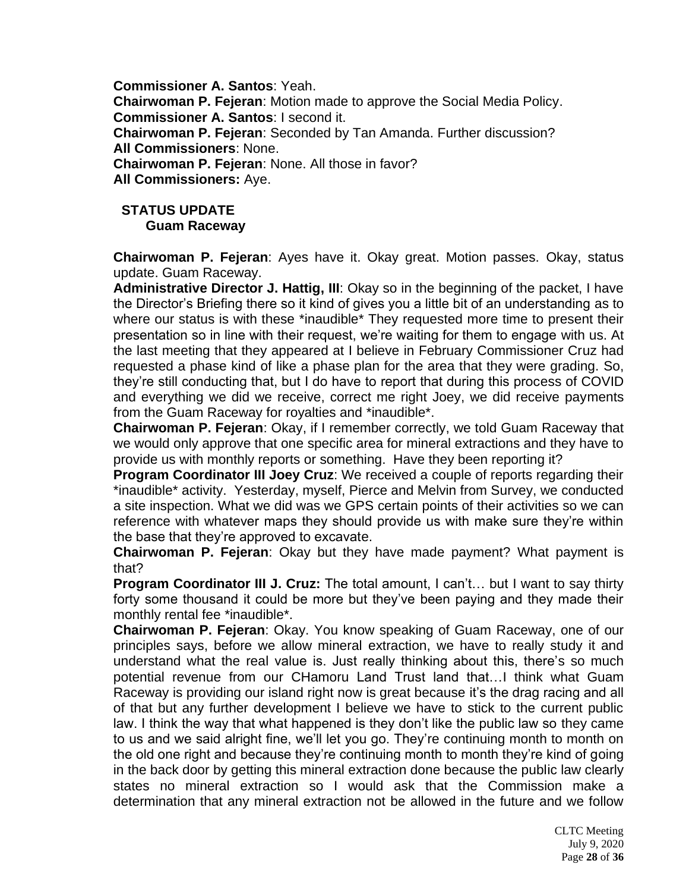**Commissioner A. Santos**: Yeah.
**Chairwoman P. Fejeran**: Motion made to approve the Social Media Policy.
**Commissioner A. Santos**: I second it.
**Chairwoman P. Fejeran**: Seconded by Tan Amanda. Further discussion?
**All Commissioners**: None.
**Chairwoman P. Fejeran**: None. All those in favor?
**All Commissioners:** Aye.

## STATUS UPDATE

### Guam Raceway

**Chairwoman P. Fejeran**: Ayes have it. Okay great. Motion passes. Okay, status update. Guam Raceway.
**Administrative Director J. Hattig, III**: Okay so in the beginning of the packet, I have the Director's Briefing there so it kind of gives you a little bit of an understanding as to where our status is with these *inaudible* They requested more time to present their presentation so in line with their request, we're waiting for them to engage with us. At the last meeting that they appeared at I believe in February Commissioner Cruz had requested a phase kind of like a phase plan for the area that they were grading. So, they're still conducting that, but I do have to report that during this process of COVID and everything we did we receive, correct me right Joey, we did receive payments from the Guam Raceway for royalties and *inaudible*.
**Chairwoman P. Fejeran**: Okay, if I remember correctly, we told Guam Raceway that we would only approve that one specific area for mineral extractions and they have to provide us with monthly reports or something. Have they been reporting it?
**Program Coordinator III Joey Cruz**: We received a couple of reports regarding their *inaudible* activity. Yesterday, myself, Pierce and Melvin from Survey, we conducted a site inspection. What we did was we GPS certain points of their activities so we can reference with whatever maps they should provide us with make sure they're within the base that they're approved to excavate.
**Chairwoman P. Fejeran**: Okay but they have made payment? What payment is that?
**Program Coordinator III J. Cruz:** The total amount, I can't… but I want to say thirty forty some thousand it could be more but they've been paying and they made their monthly rental fee *inaudible*.
**Chairwoman P. Fejeran**: Okay. You know speaking of Guam Raceway, one of our principles says, before we allow mineral extraction, we have to really study it and understand what the real value is. Just really thinking about this, there's so much potential revenue from our CHamoru Land Trust land that…I think what Guam Raceway is providing our island right now is great because it's the drag racing and all of that but any further development I believe we have to stick to the current public law. I think the way that what happened is they don't like the public law so they came to us and we said alright fine, we'll let you go. They're continuing month to month on the old one right and because they're continuing month to month they're kind of going in the back door by getting this mineral extraction done because the public law clearly states no mineral extraction so I would ask that the Commission make a determination that any mineral extraction not be allowed in the future and we follow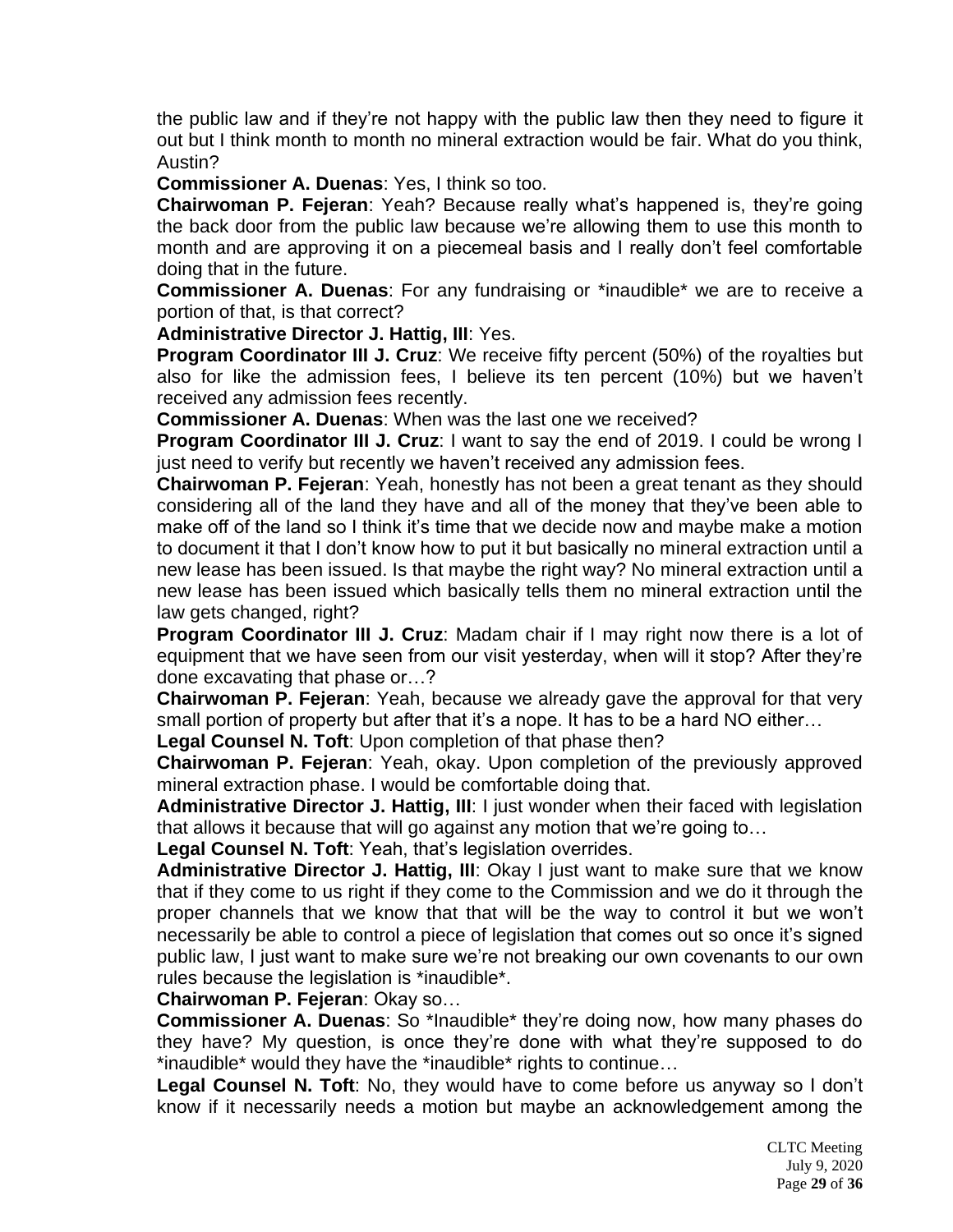the public law and if they're not happy with the public law then they need to figure it out but I think month to month no mineral extraction would be fair. What do you think, Austin?

**Commissioner A. Duenas**: Yes, I think so too.

**Chairwoman P. Fejeran**: Yeah? Because really what's happened is, they're going the back door from the public law because we're allowing them to use this month to month and are approving it on a piecemeal basis and I really don't feel comfortable doing that in the future.

**Commissioner A. Duenas**: For any fundraising or *inaudible* we are to receive a portion of that, is that correct?

**Administrative Director J. Hattig, III**: Yes.

**Program Coordinator III J. Cruz**: We receive fifty percent (50%) of the royalties but also for like the admission fees, I believe its ten percent (10%) but we haven't received any admission fees recently.

**Commissioner A. Duenas**: When was the last one we received?

**Program Coordinator III J. Cruz**: I want to say the end of 2019. I could be wrong I just need to verify but recently we haven't received any admission fees.

**Chairwoman P. Fejeran**: Yeah, honestly has not been a great tenant as they should considering all of the land they have and all of the money that they've been able to make off of the land so I think it's time that we decide now and maybe make a motion to document it that I don't know how to put it but basically no mineral extraction until a new lease has been issued. Is that maybe the right way? No mineral extraction until a new lease has been issued which basically tells them no mineral extraction until the law gets changed, right?

**Program Coordinator III J. Cruz**: Madam chair if I may right now there is a lot of equipment that we have seen from our visit yesterday, when will it stop? After they're done excavating that phase or…?

**Chairwoman P. Fejeran**: Yeah, because we already gave the approval for that very small portion of property but after that it's a nope. It has to be a hard NO either…

**Legal Counsel N. Toft**: Upon completion of that phase then?

**Chairwoman P. Fejeran**: Yeah, okay. Upon completion of the previously approved mineral extraction phase. I would be comfortable doing that.

**Administrative Director J. Hattig, III**: I just wonder when their faced with legislation that allows it because that will go against any motion that we're going to…

**Legal Counsel N. Toft**: Yeah, that's legislation overrides.

**Administrative Director J. Hattig, III**: Okay I just want to make sure that we know that if they come to us right if they come to the Commission and we do it through the proper channels that we know that that will be the way to control it but we won't necessarily be able to control a piece of legislation that comes out so once it's signed public law, I just want to make sure we're not breaking our own covenants to our own rules because the legislation is *inaudible*.

**Chairwoman P. Fejeran**: Okay so…

**Commissioner A. Duenas**: So *Inaudible* they're doing now, how many phases do they have? My question, is once they're done with what they're supposed to do *inaudible* would they have the *inaudible* rights to continue…

**Legal Counsel N. Toft**: No, they would have to come before us anyway so I don't know if it necessarily needs a motion but maybe an acknowledgement among the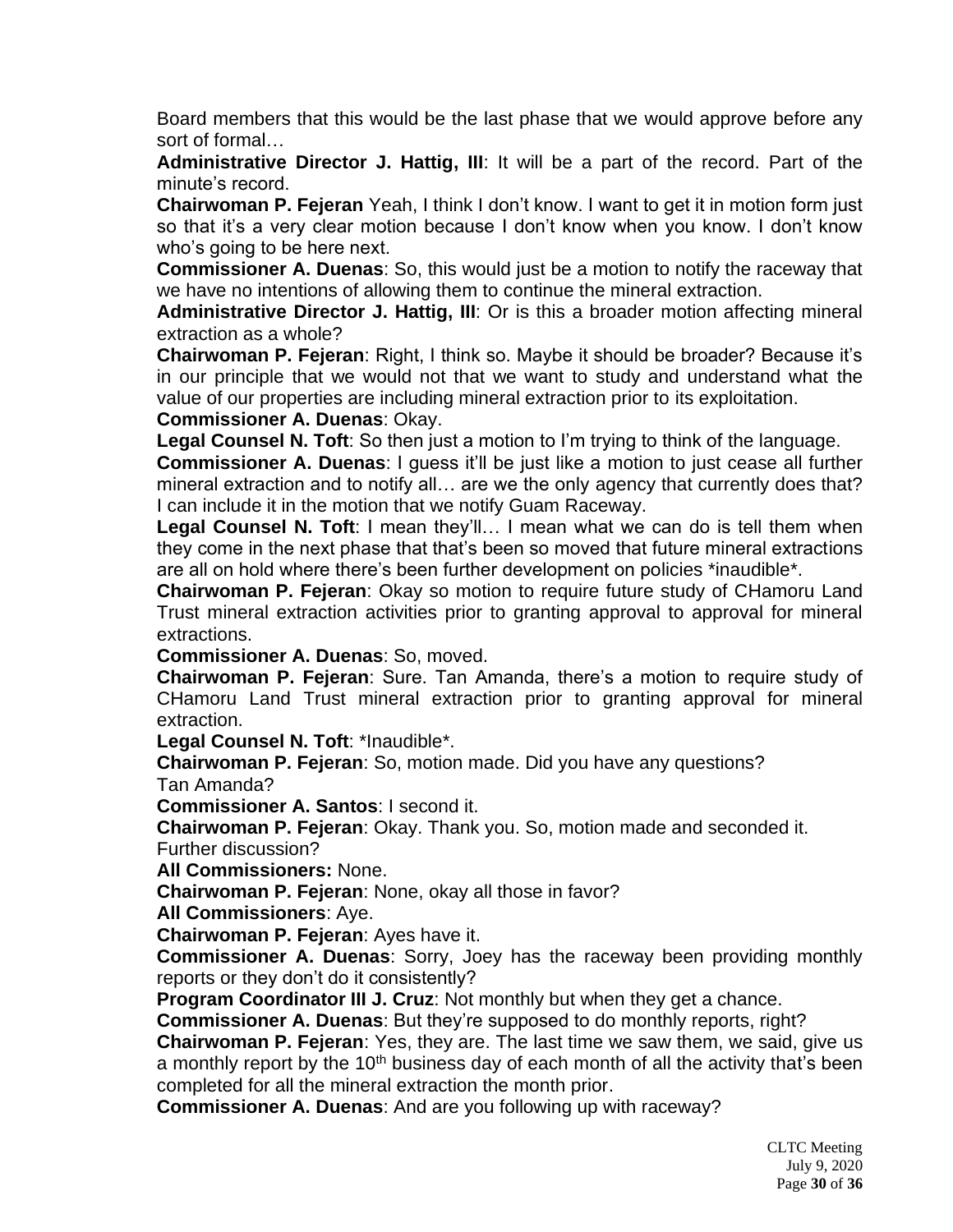Board members that this would be the last phase that we would approve before any sort of formal…

**Administrative Director J. Hattig, III**: It will be a part of the record. Part of the minute's record.

**Chairwoman P. Fejeran** Yeah, I think I don't know. I want to get it in motion form just so that it's a very clear motion because I don't know when you know. I don't know who's going to be here next.

**Commissioner A. Duenas**: So, this would just be a motion to notify the raceway that we have no intentions of allowing them to continue the mineral extraction.

**Administrative Director J. Hattig, III**: Or is this a broader motion affecting mineral extraction as a whole?

**Chairwoman P. Fejeran**: Right, I think so. Maybe it should be broader? Because it's in our principle that we would not that we want to study and understand what the value of our properties are including mineral extraction prior to its exploitation.

**Commissioner A. Duenas**: Okay.

**Legal Counsel N. Toft**: So then just a motion to I'm trying to think of the language.

**Commissioner A. Duenas**: I guess it'll be just like a motion to just cease all further mineral extraction and to notify all… are we the only agency that currently does that? I can include it in the motion that we notify Guam Raceway.

**Legal Counsel N. Toft**: I mean they'll… I mean what we can do is tell them when they come in the next phase that that's been so moved that future mineral extractions are all on hold where there's been further development on policies *inaudible*.

**Chairwoman P. Fejeran**: Okay so motion to require future study of CHamoru Land Trust mineral extraction activities prior to granting approval to approval for mineral extractions.

**Commissioner A. Duenas**: So, moved.

**Chairwoman P. Fejeran**: Sure. Tan Amanda, there's a motion to require study of CHamoru Land Trust mineral extraction prior to granting approval for mineral extraction.

**Legal Counsel N. Toft**: *Inaudible*.

**Chairwoman P. Fejeran**: So, motion made. Did you have any questions? Tan Amanda?

**Commissioner A. Santos**: I second it.

**Chairwoman P. Fejeran**: Okay. Thank you. So, motion made and seconded it. Further discussion?

**All Commissioners:** None.

**Chairwoman P. Fejeran**: None, okay all those in favor?

**All Commissioners**: Aye.

**Chairwoman P. Fejeran**: Ayes have it.

**Commissioner A. Duenas**: Sorry, Joey has the raceway been providing monthly reports or they don't do it consistently?

**Program Coordinator III J. Cruz**: Not monthly but when they get a chance.

**Commissioner A. Duenas**: But they're supposed to do monthly reports, right?

**Chairwoman P. Fejeran**: Yes, they are. The last time we saw them, we said, give us a monthly report by the 10th business day of each month of all the activity that's been completed for all the mineral extraction the month prior.

**Commissioner A. Duenas**: And are you following up with raceway?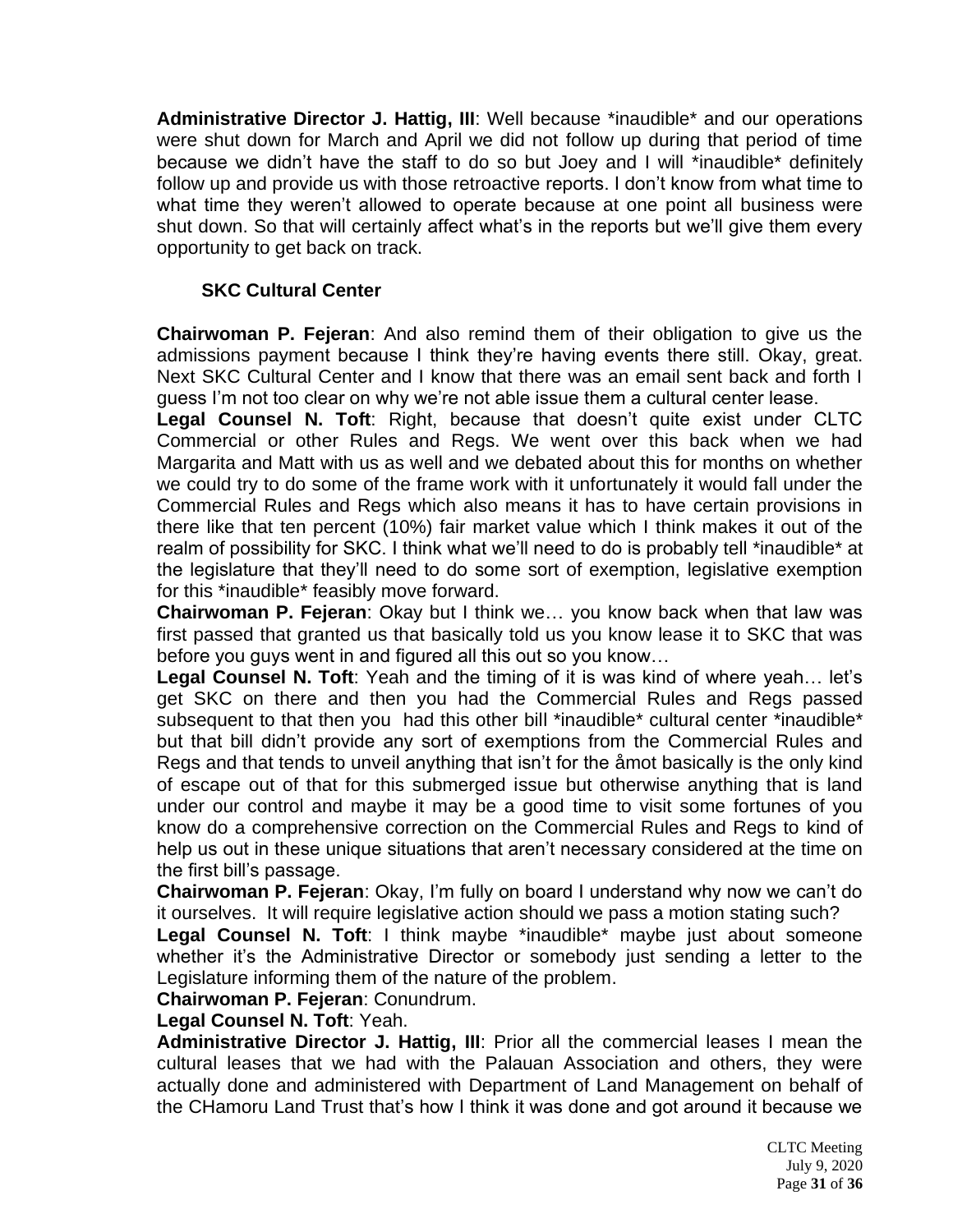**Administrative Director J. Hattig, III**: Well because *inaudible* and our operations were shut down for March and April we did not follow up during that period of time because we didn't have the staff to do so but Joey and I will *inaudible* definitely follow up and provide us with those retroactive reports. I don't know from what time to what time they weren't allowed to operate because at one point all business were shut down. So that will certainly affect what's in the reports but we'll give them every opportunity to get back on track.

### SKC Cultural Center

**Chairwoman P. Fejeran**: And also remind them of their obligation to give us the admissions payment because I think they're having events there still. Okay, great. Next SKC Cultural Center and I know that there was an email sent back and forth I guess I'm not too clear on why we're not able issue them a cultural center lease.

**Legal Counsel N. Toft**: Right, because that doesn't quite exist under CLTC Commercial or other Rules and Regs. We went over this back when we had Margarita and Matt with us as well and we debated about this for months on whether we could try to do some of the frame work with it unfortunately it would fall under the Commercial Rules and Regs which also means it has to have certain provisions in there like that ten percent (10%) fair market value which I think makes it out of the realm of possibility for SKC. I think what we'll need to do is probably tell *inaudible* at the legislature that they'll need to do some sort of exemption, legislative exemption for this *inaudible* feasibly move forward.

**Chairwoman P. Fejeran**: Okay but I think we… you know back when that law was first passed that granted us that basically told us you know lease it to SKC that was before you guys went in and figured all this out so you know…

**Legal Counsel N. Toft**: Yeah and the timing of it is was kind of where yeah… let's get SKC on there and then you had the Commercial Rules and Regs passed subsequent to that then you had this other bill *inaudible* cultural center *inaudible* but that bill didn't provide any sort of exemptions from the Commercial Rules and Regs and that tends to unveil anything that isn't for the åmot basically is the only kind of escape out of that for this submerged issue but otherwise anything that is land under our control and maybe it may be a good time to visit some fortunes of you know do a comprehensive correction on the Commercial Rules and Regs to kind of help us out in these unique situations that aren't necessary considered at the time on the first bill's passage.

**Chairwoman P. Fejeran**: Okay, I'm fully on board I understand why now we can't do it ourselves. It will require legislative action should we pass a motion stating such?

**Legal Counsel N. Toft**: I think maybe *inaudible* maybe just about someone whether it's the Administrative Director or somebody just sending a letter to the Legislature informing them of the nature of the problem.

**Chairwoman P. Fejeran**: Conundrum.

**Legal Counsel N. Toft**: Yeah.

**Administrative Director J. Hattig, III**: Prior all the commercial leases I mean the cultural leases that we had with the Palauan Association and others, they were actually done and administered with Department of Land Management on behalf of the CHamoru Land Trust that's how I think it was done and got around it because we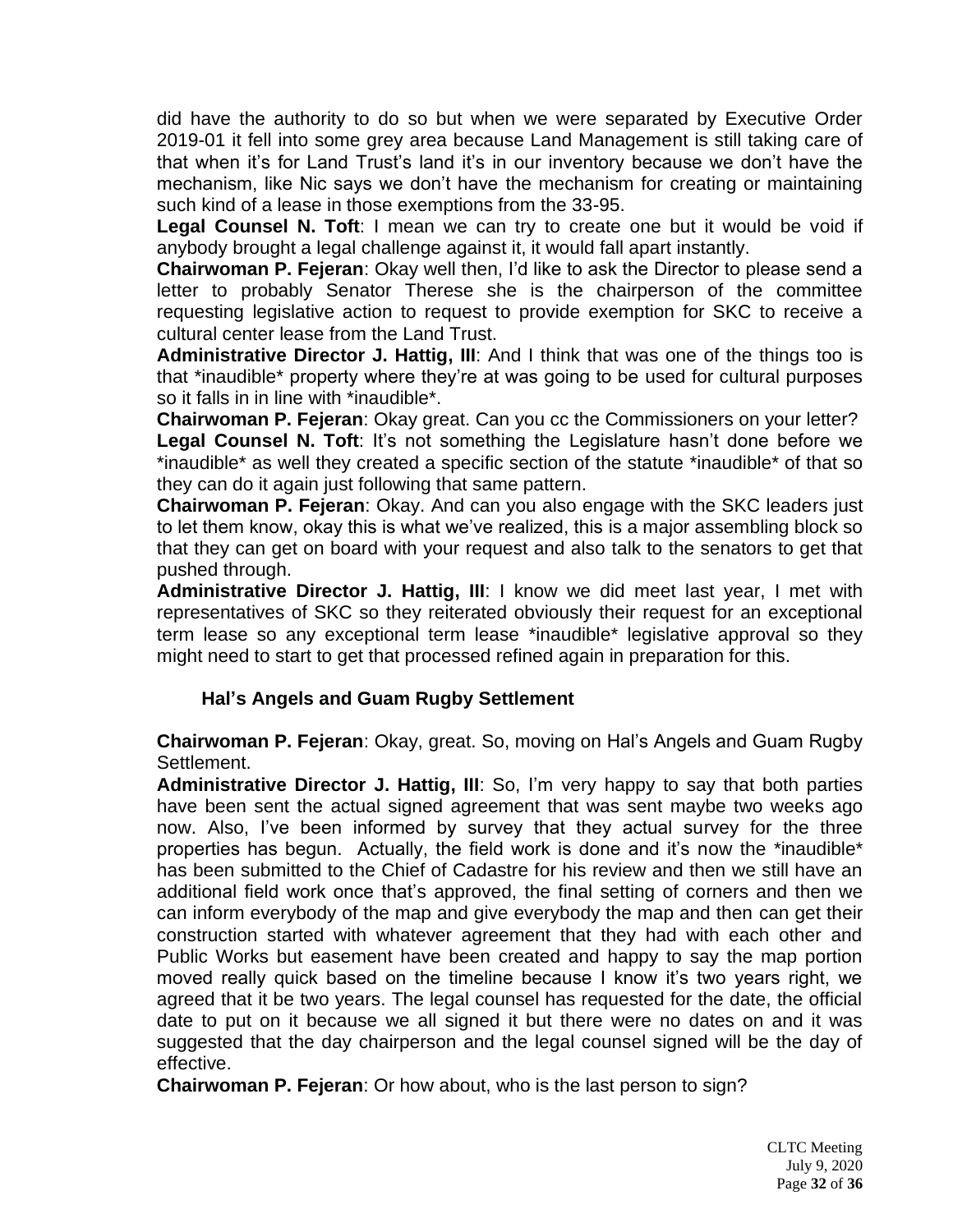did have the authority to do so but when we were separated by Executive Order 2019-01 it fell into some grey area because Land Management is still taking care of that when it's for Land Trust's land it's in our inventory because we don't have the mechanism, like Nic says we don't have the mechanism for creating or maintaining such kind of a lease in those exemptions from the 33-95.

**Legal Counsel N. Toft**: I mean we can try to create one but it would be void if anybody brought a legal challenge against it, it would fall apart instantly.

**Chairwoman P. Fejeran**: Okay well then, I'd like to ask the Director to please send a letter to probably Senator Therese she is the chairperson of the committee requesting legislative action to request to provide exemption for SKC to receive a cultural center lease from the Land Trust.

**Administrative Director J. Hattig, III**: And I think that was one of the things too is that *inaudible* property where they're at was going to be used for cultural purposes so it falls in in line with *inaudible*.

**Chairwoman P. Fejeran**: Okay great. Can you cc the Commissioners on your letter?

**Legal Counsel N. Toft**: It's not something the Legislature hasn't done before we *inaudible* as well they created a specific section of the statute *inaudible* of that so they can do it again just following that same pattern.

**Chairwoman P. Fejeran**: Okay. And can you also engage with the SKC leaders just to let them know, okay this is what we've realized, this is a major assembling block so that they can get on board with your request and also talk to the senators to get that pushed through.

**Administrative Director J. Hattig, III**: I know we did meet last year, I met with representatives of SKC so they reiterated obviously their request for an exceptional term lease so any exceptional term lease *inaudible* legislative approval so they might need to start to get that processed refined again in preparation for this.

### Hal's Angels and Guam Rugby Settlement

**Chairwoman P. Fejeran**: Okay, great. So, moving on Hal's Angels and Guam Rugby Settlement.

**Administrative Director J. Hattig, III**: So, I'm very happy to say that both parties have been sent the actual signed agreement that was sent maybe two weeks ago now. Also, I've been informed by survey that they actual survey for the three properties has begun. Actually, the field work is done and it's now the *inaudible* has been submitted to the Chief of Cadastre for his review and then we still have an additional field work once that's approved, the final setting of corners and then we can inform everybody of the map and give everybody the map and then can get their construction started with whatever agreement that they had with each other and Public Works but easement have been created and happy to say the map portion moved really quick based on the timeline because I know it's two years right, we agreed that it be two years. The legal counsel has requested for the date, the official date to put on it because we all signed it but there were no dates on and it was suggested that the day chairperson and the legal counsel signed will be the day of effective.

**Chairwoman P. Fejeran**: Or how about, who is the last person to sign?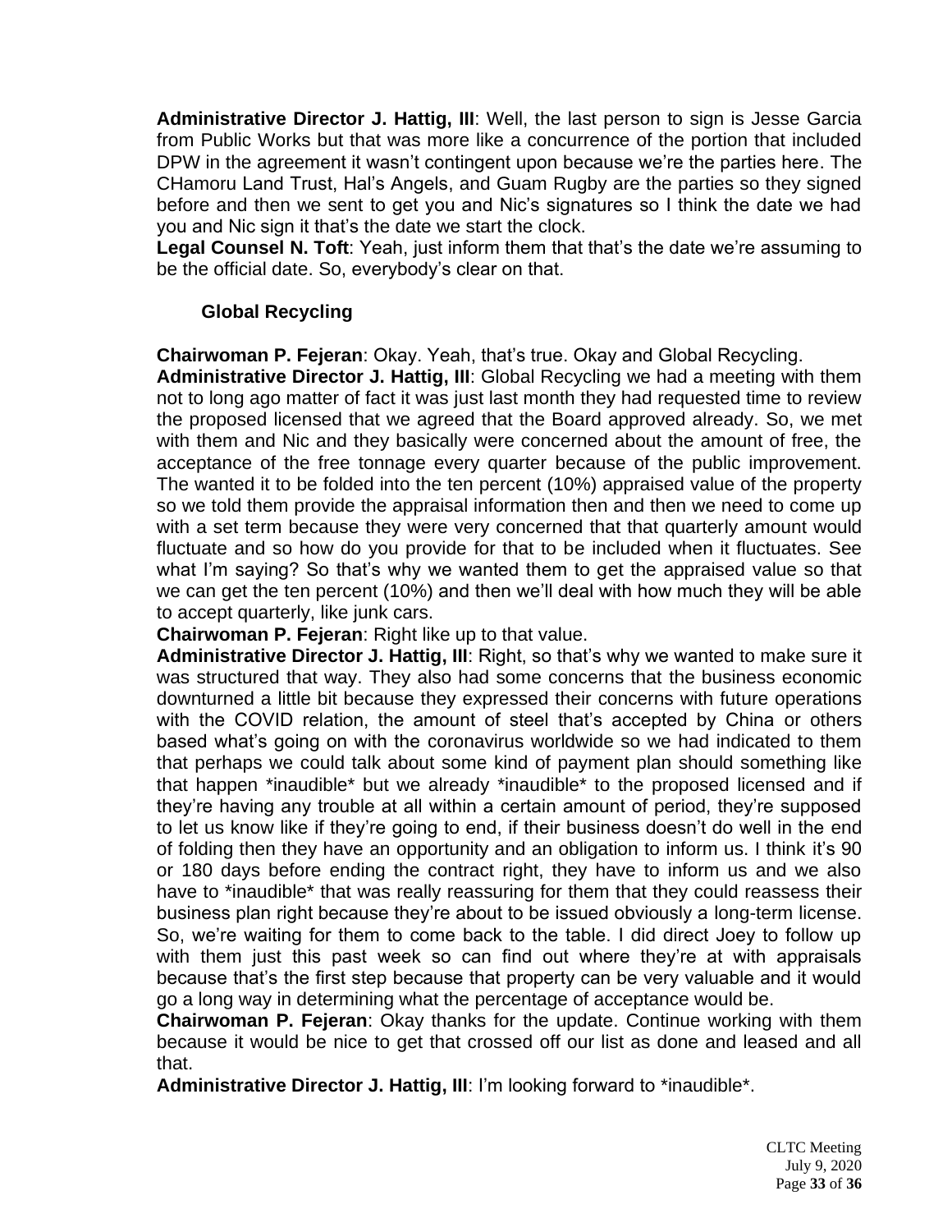**Administrative Director J. Hattig, III**: Well, the last person to sign is Jesse Garcia from Public Works but that was more like a concurrence of the portion that included DPW in the agreement it wasn't contingent upon because we're the parties here. The CHamoru Land Trust, Hal's Angels, and Guam Rugby are the parties so they signed before and then we sent to get you and Nic's signatures so I think the date we had you and Nic sign it that's the date we start the clock.

**Legal Counsel N. Toft**: Yeah, just inform them that that's the date we're assuming to be the official date. So, everybody's clear on that.

### Global Recycling

**Chairwoman P. Fejeran**: Okay. Yeah, that's true. Okay and Global Recycling.

**Administrative Director J. Hattig, III**: Global Recycling we had a meeting with them not to long ago matter of fact it was just last month they had requested time to review the proposed licensed that we agreed that the Board approved already. So, we met with them and Nic and they basically were concerned about the amount of free, the acceptance of the free tonnage every quarter because of the public improvement. The wanted it to be folded into the ten percent (10%) appraised value of the property so we told them provide the appraisal information then and then we need to come up with a set term because they were very concerned that that quarterly amount would fluctuate and so how do you provide for that to be included when it fluctuates. See what I'm saying? So that's why we wanted them to get the appraised value so that we can get the ten percent (10%) and then we'll deal with how much they will be able to accept quarterly, like junk cars.

**Chairwoman P. Fejeran**: Right like up to that value.

**Administrative Director J. Hattig, III**: Right, so that's why we wanted to make sure it was structured that way. They also had some concerns that the business economic downturned a little bit because they expressed their concerns with future operations with the COVID relation, the amount of steel that's accepted by China or others based what's going on with the coronavirus worldwide so we had indicated to them that perhaps we could talk about some kind of payment plan should something like that happen *inaudible* but we already *inaudible* to the proposed licensed and if they're having any trouble at all within a certain amount of period, they're supposed to let us know like if they're going to end, if their business doesn't do well in the end of folding then they have an opportunity and an obligation to inform us. I think it's 90 or 180 days before ending the contract right, they have to inform us and we also have to *inaudible* that was really reassuring for them that they could reassess their business plan right because they're about to be issued obviously a long-term license. So, we're waiting for them to come back to the table. I did direct Joey to follow up with them just this past week so can find out where they're at with appraisals because that's the first step because that property can be very valuable and it would go a long way in determining what the percentage of acceptance would be.

**Chairwoman P. Fejeran**: Okay thanks for the update. Continue working with them because it would be nice to get that crossed off our list as done and leased and all that.

**Administrative Director J. Hattig, III**: I'm looking forward to *inaudible*.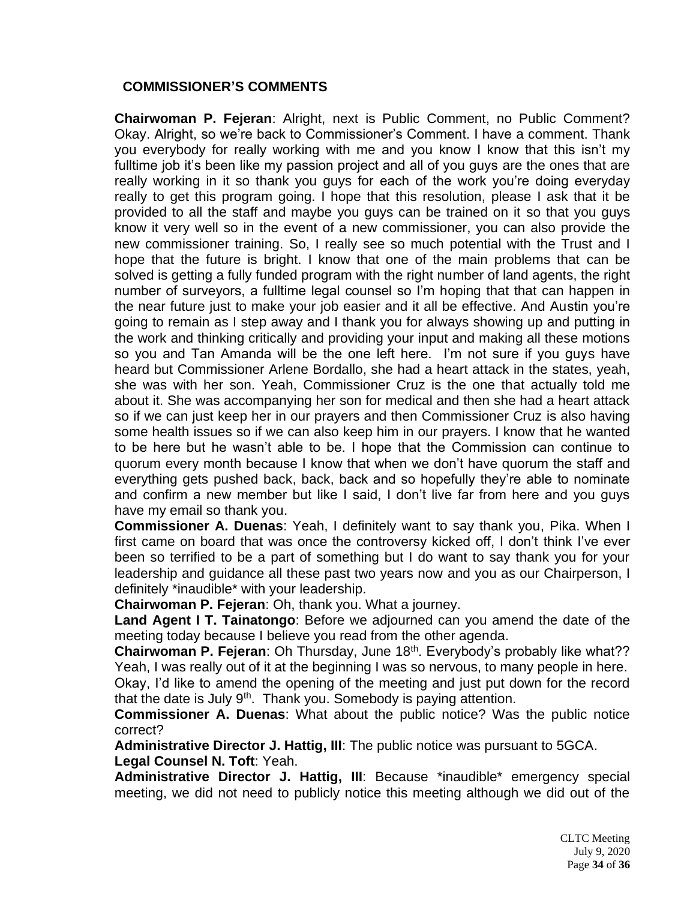## COMMISSIONER'S COMMENTS

**Chairwoman P. Fejeran**: Alright, next is Public Comment, no Public Comment? Okay. Alright, so we're back to Commissioner's Comment. I have a comment. Thank you everybody for really working with me and you know I know that this isn't my fulltime job it's been like my passion project and all of you guys are the ones that are really working in it so thank you guys for each of the work you're doing everyday really to get this program going. I hope that this resolution, please I ask that it be provided to all the staff and maybe you guys can be trained on it so that you guys know it very well so in the event of a new commissioner, you can also provide the new commissioner training. So, I really see so much potential with the Trust and I hope that the future is bright. I know that one of the main problems that can be solved is getting a fully funded program with the right number of land agents, the right number of surveyors, a fulltime legal counsel so I'm hoping that that can happen in the near future just to make your job easier and it all be effective. And Austin you're going to remain as I step away and I thank you for always showing up and putting in the work and thinking critically and providing your input and making all these motions so you and Tan Amanda will be the one left here. I'm not sure if you guys have heard but Commissioner Arlene Bordallo, she had a heart attack in the states, yeah, she was with her son. Yeah, Commissioner Cruz is the one that actually told me about it. She was accompanying her son for medical and then she had a heart attack so if we can just keep her in our prayers and then Commissioner Cruz is also having some health issues so if we can also keep him in our prayers. I know that he wanted to be here but he wasn't able to be. I hope that the Commission can continue to quorum every month because I know that when we don't have quorum the staff and everything gets pushed back, back, back and so hopefully they're able to nominate and confirm a new member but like I said, I don't live far from here and you guys have my email so thank you.

**Commissioner A. Duenas**: Yeah, I definitely want to say thank you, Pika. When I first came on board that was once the controversy kicked off, I don't think I've ever been so terrified to be a part of something but I do want to say thank you for your leadership and guidance all these past two years now and you as our Chairperson, I definitely *inaudible* with your leadership.

**Chairwoman P. Fejeran**: Oh, thank you. What a journey.

**Land Agent I T. Tainatongo**: Before we adjourned can you amend the date of the meeting today because I believe you read from the other agenda.

**Chairwoman P. Fejeran**: Oh Thursday, June 18th. Everybody's probably like what?? Yeah, I was really out of it at the beginning I was so nervous, to many people in here. Okay, I'd like to amend the opening of the meeting and just put down for the record that the date is July 9th. Thank you. Somebody is paying attention.

**Commissioner A. Duenas**: What about the public notice? Was the public notice correct?

**Administrative Director J. Hattig, III**: The public notice was pursuant to 5GCA.

**Legal Counsel N. Toft**: Yeah.

**Administrative Director J. Hattig, III**: Because *inaudible* emergency special meeting, we did not need to publicly notice this meeting although we did out of the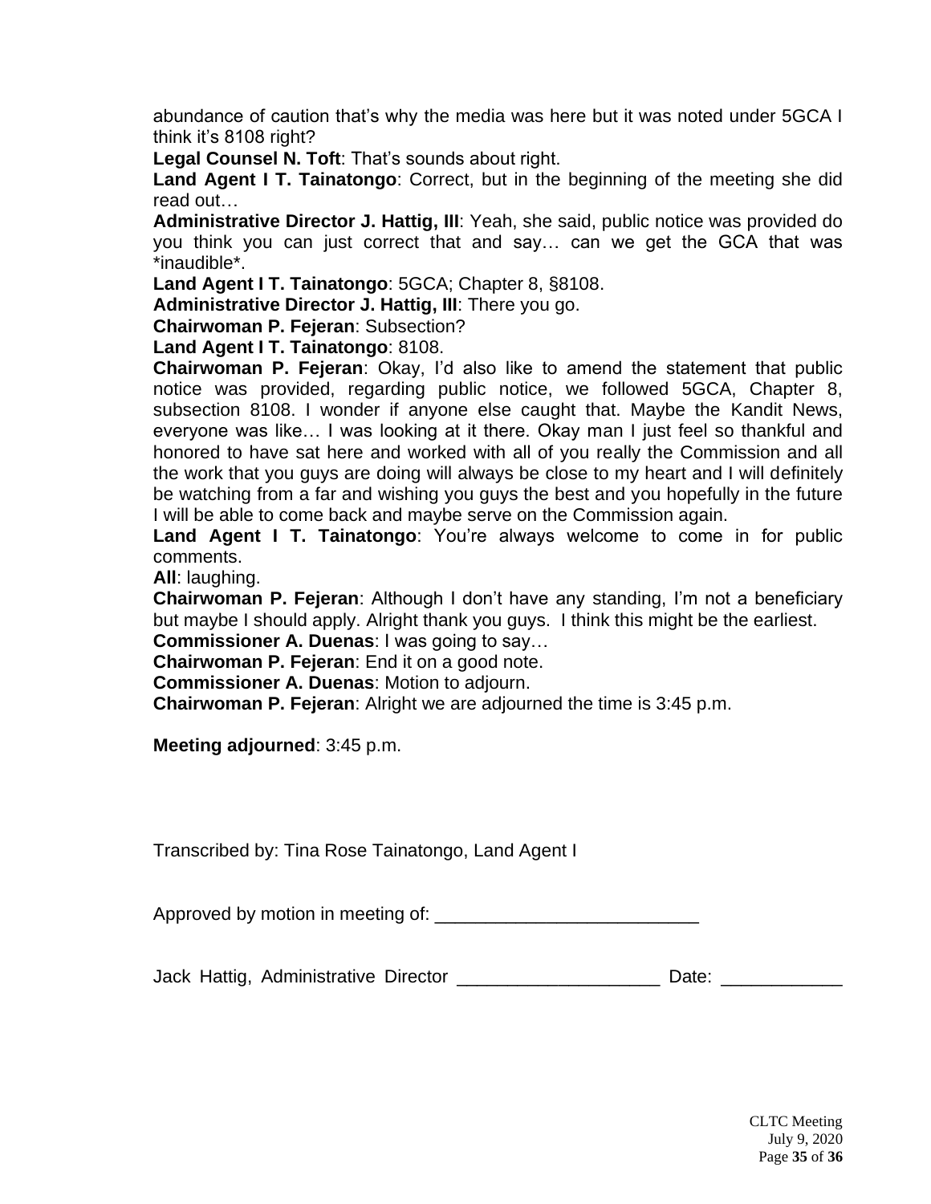abundance of caution that's why the media was here but it was noted under 5GCA I think it's 8108 right?

**Legal Counsel N. Toft**: That's sounds about right.

**Land Agent I T. Tainatongo**: Correct, but in the beginning of the meeting she did read out…

**Administrative Director J. Hattig, III**: Yeah, she said, public notice was provided do you think you can just correct that and say… can we get the GCA that was *inaudible*.

**Land Agent I T. Tainatongo**: 5GCA; Chapter 8, §8108.

**Administrative Director J. Hattig, III**: There you go.

**Chairwoman P. Fejeran**: Subsection?

**Land Agent I T. Tainatongo**: 8108.

**Chairwoman P. Fejeran**: Okay, I'd also like to amend the statement that public notice was provided, regarding public notice, we followed 5GCA, Chapter 8, subsection 8108. I wonder if anyone else caught that. Maybe the Kandit News, everyone was like… I was looking at it there. Okay man I just feel so thankful and honored to have sat here and worked with all of you really the Commission and all the work that you guys are doing will always be close to my heart and I will definitely be watching from a far and wishing you guys the best and you hopefully in the future I will be able to come back and maybe serve on the Commission again.

**Land Agent I T. Tainatongo**: You're always welcome to come in for public comments.

**All**: laughing.

**Chairwoman P. Fejeran**: Although I don't have any standing, I'm not a beneficiary but maybe I should apply. Alright thank you guys. I think this might be the earliest.

**Commissioner A. Duenas**: I was going to say…

**Chairwoman P. Fejeran**: End it on a good note.

**Commissioner A. Duenas**: Motion to adjourn.

**Chairwoman P. Fejeran**: Alright we are adjourned the time is 3:45 p.m.

**Meeting adjourned**: 3:45 p.m.

Transcribed by: Tina Rose Tainatongo, Land Agent I

Approved by motion in meeting of: ___________________________

Jack Hattig, Administrative Director ____________________ Date: ____________